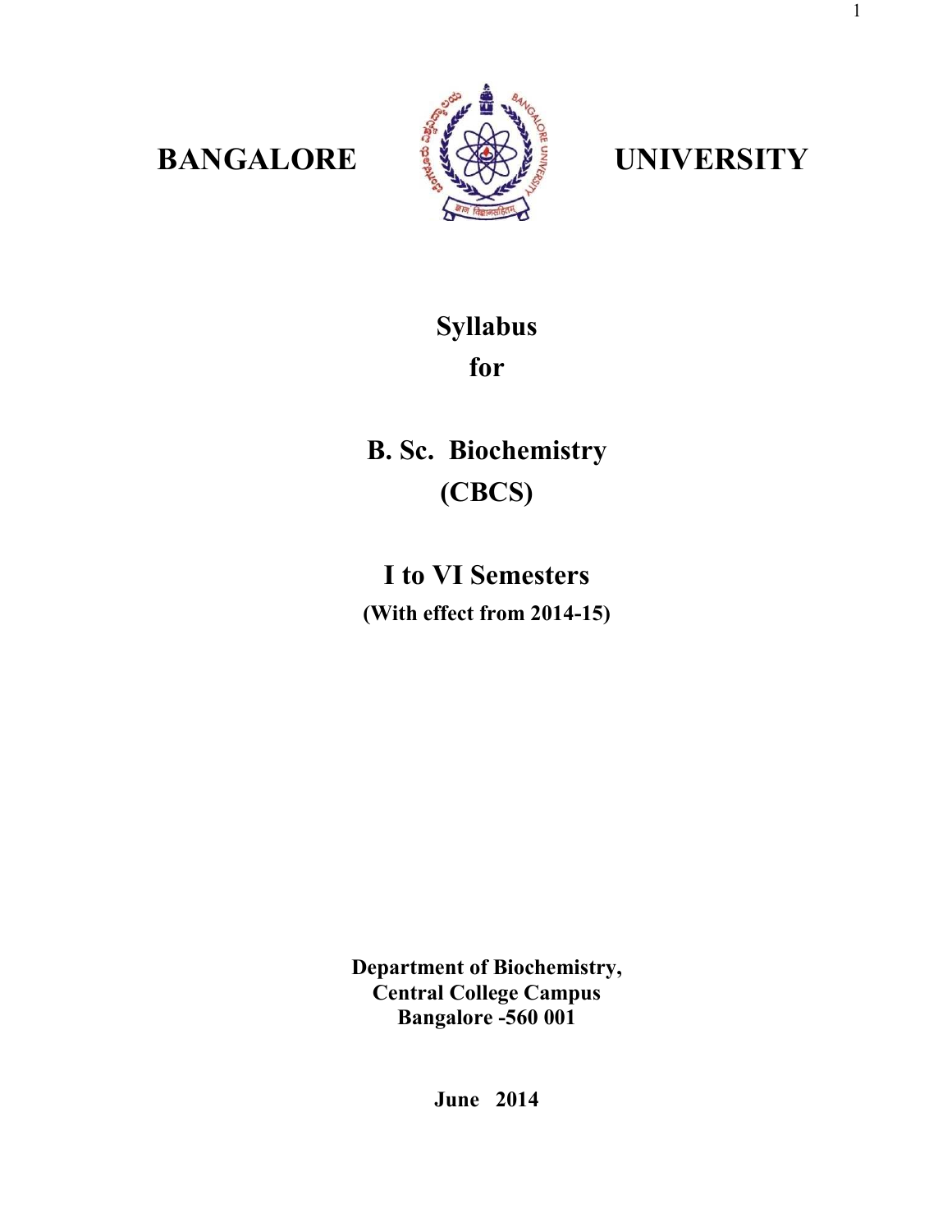# BANGALORE UNIVERSITY

## Syllabus
## for

## B. Sc. Biochemistry
## (CBCS)

## I to VI Semesters

**(With effect from 2014-15)**

**Department of Biochemistry,**
**Central College Campus**
**Bangalore -560 001**

**June 2014**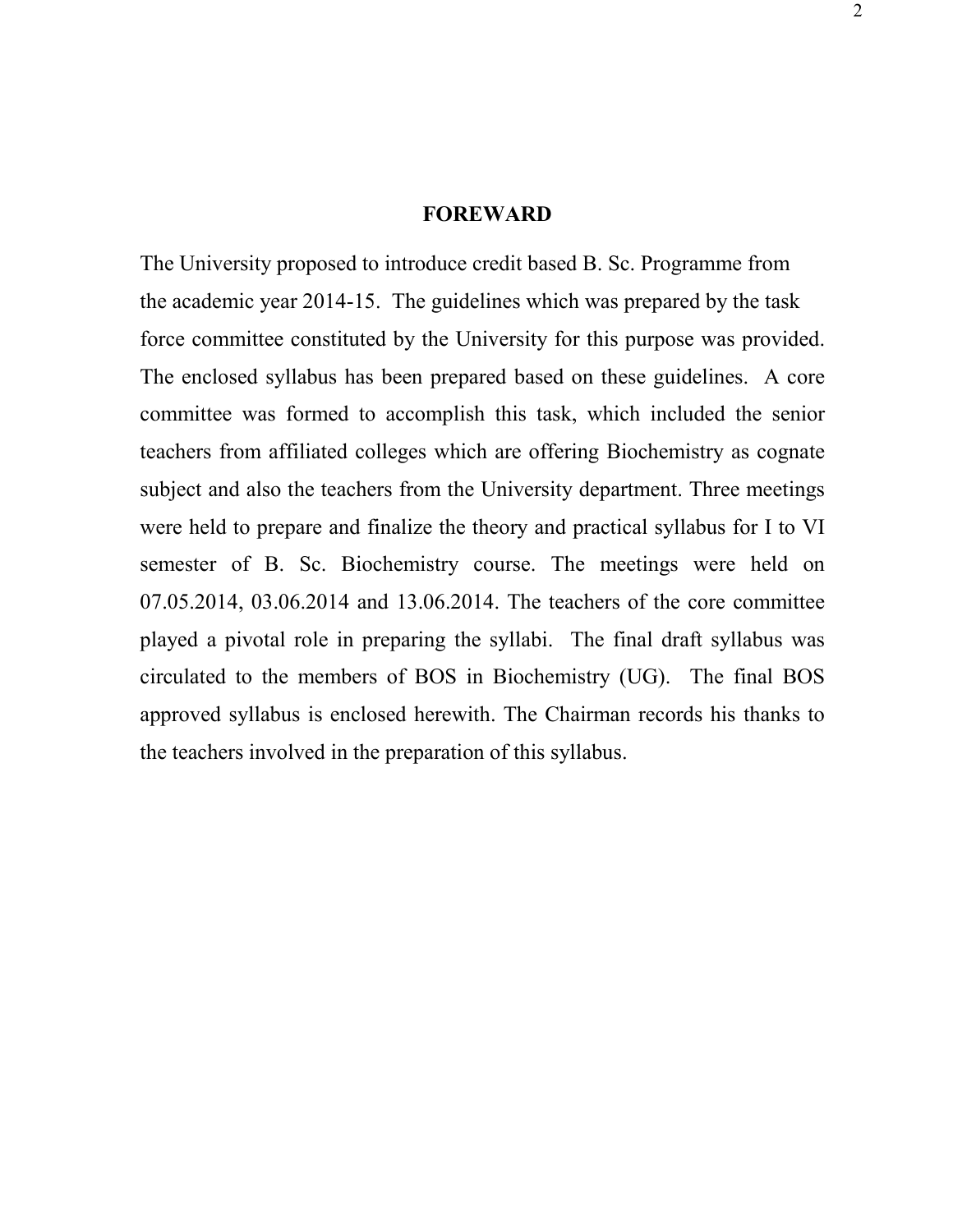## FOREWARD

The University proposed to introduce credit based B. Sc. Programme from the academic year 2014-15. The guidelines which was prepared by the task force committee constituted by the University for this purpose was provided. The enclosed syllabus has been prepared based on these guidelines. A core committee was formed to accomplish this task, which included the senior teachers from affiliated colleges which are offering Biochemistry as cognate subject and also the teachers from the University department. Three meetings were held to prepare and finalize the theory and practical syllabus for I to VI semester of B. Sc. Biochemistry course. The meetings were held on 07.05.2014, 03.06.2014 and 13.06.2014. The teachers of the core committee played a pivotal role in preparing the syllabi. The final draft syllabus was circulated to the members of BOS in Biochemistry (UG). The final BOS approved syllabus is enclosed herewith. The Chairman records his thanks to the teachers involved in the preparation of this syllabus.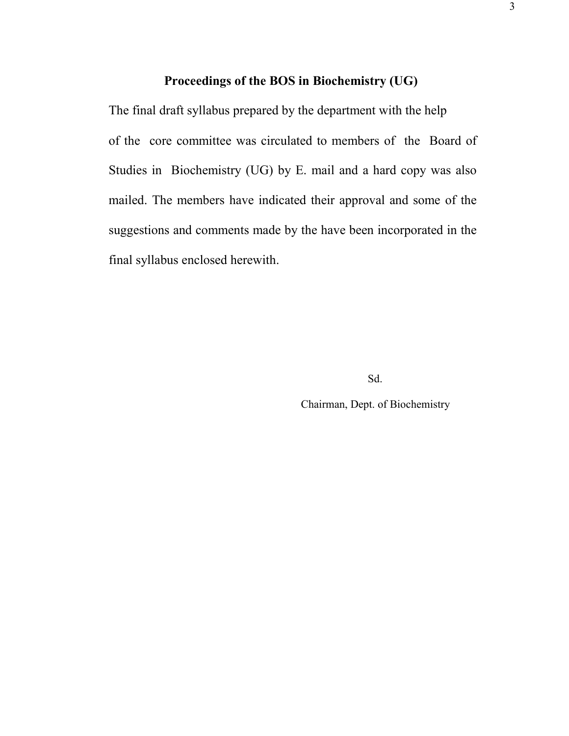# Proceedings of the BOS in Biochemistry (UG)

The final draft syllabus prepared by the department with the help of the core committee was circulated to members of the Board of Studies in Biochemistry (UG) by E. mail and a hard copy was also mailed. The members have indicated their approval and some of the suggestions and comments made by the have been incorporated in the final syllabus enclosed herewith.

Sd.

Chairman, Dept. of Biochemistry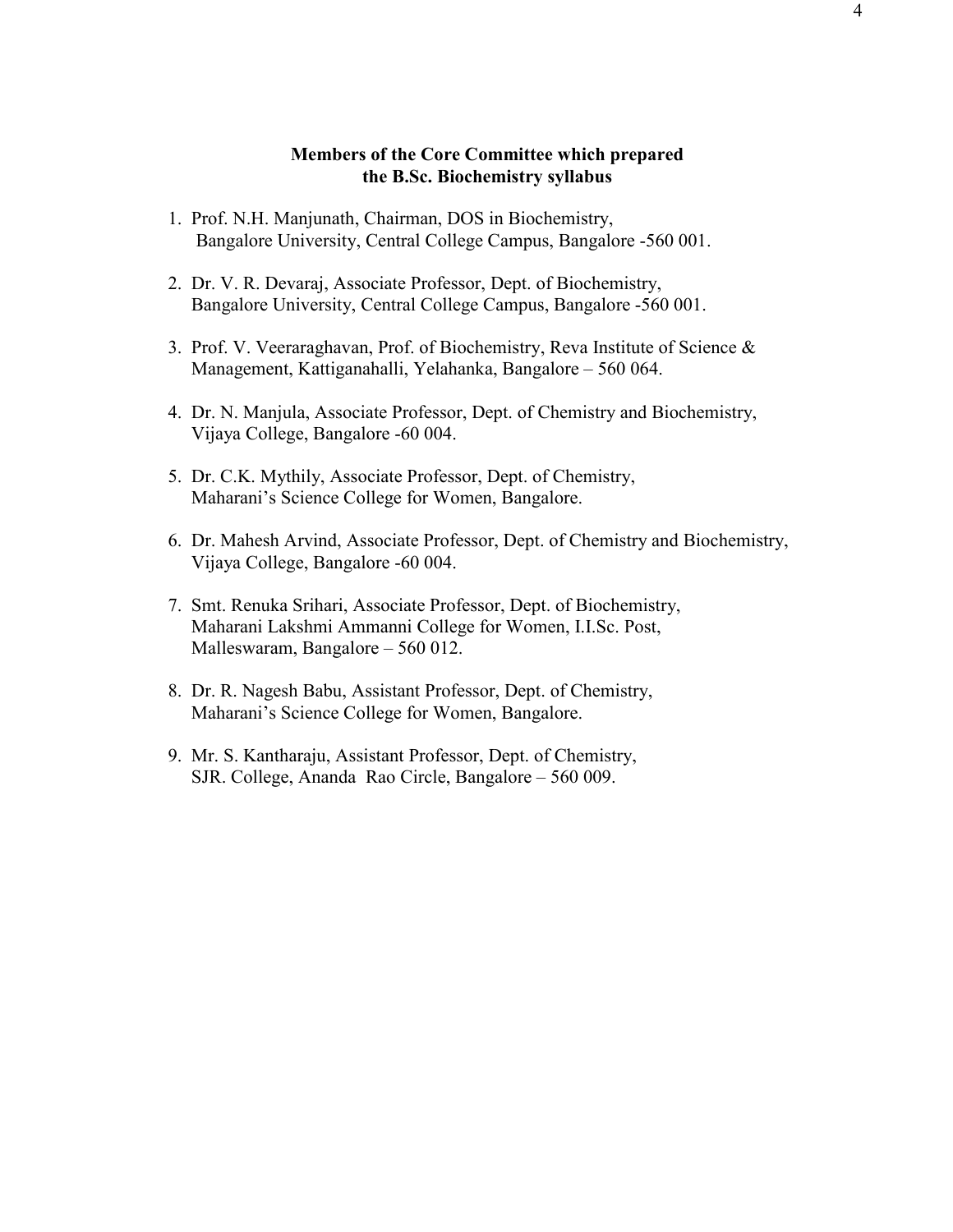**Members of the Core Committee which prepared the B.Sc. Biochemistry syllabus**

1. Prof. N.H. Manjunath, Chairman, DOS in Biochemistry, Bangalore University, Central College Campus, Bangalore -560 001.

2. Dr. V. R. Devaraj, Associate Professor, Dept. of Biochemistry, Bangalore University, Central College Campus, Bangalore -560 001.

3. Prof. V. Veeraraghavan, Prof. of Biochemistry, Reva Institute of Science & Management, Kattiganahalli, Yelahanka, Bangalore – 560 064.

4. Dr. N. Manjula, Associate Professor, Dept. of Chemistry and Biochemistry, Vijaya College, Bangalore -60 004.

5. Dr. C.K. Mythily, Associate Professor, Dept. of Chemistry, Maharani's Science College for Women, Bangalore.

6. Dr. Mahesh Arvind, Associate Professor, Dept. of Chemistry and Biochemistry, Vijaya College, Bangalore -60 004.

7. Smt. Renuka Srihari, Associate Professor, Dept. of Biochemistry, Maharani Lakshmi Ammanni College for Women, I.I.Sc. Post, Malleswaram, Bangalore – 560 012.

8. Dr. R. Nagesh Babu, Assistant Professor, Dept. of Chemistry, Maharani's Science College for Women, Bangalore.

9. Mr. S. Kantharaju, Assistant Professor, Dept. of Chemistry, SJR. College, Ananda Rao Circle, Bangalore – 560 009.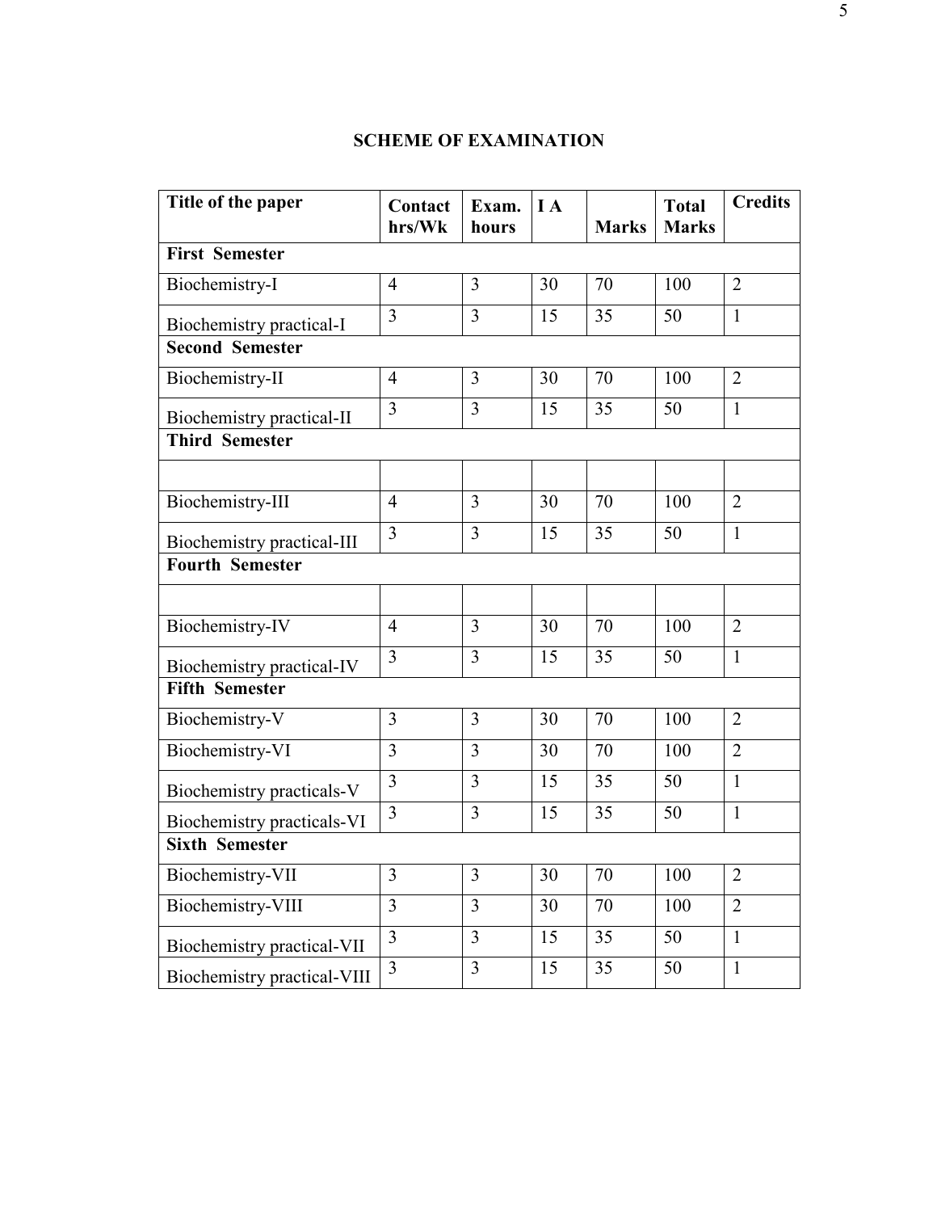## SCHEME OF EXAMINATION

| Title of the paper | Contact hrs/Wk | Exam. hours | I A | Marks | Total Marks | Credits |
|---|---|---|---|---|---|---|
| **First Semester** | | | | | | |
| Biochemistry-I | 4 | 3 | 30 | 70 | 100 | 2 |
| Biochemistry practical-I | 3 | 3 | 15 | 35 | 50 | 1 |
| **Second Semester** | | | | | | |
| Biochemistry-II | 4 | 3 | 30 | 70 | 100 | 2 |
| Biochemistry practical-II | 3 | 3 | 15 | 35 | 50 | 1 |
| **Third Semester** | | | | | | |
| | | | | | | |
| Biochemistry-III | 4 | 3 | 30 | 70 | 100 | 2 |
| Biochemistry practical-III | 3 | 3 | 15 | 35 | 50 | 1 |
| **Fourth Semester** | | | | | | |
| | | | | | | |
| Biochemistry-IV | 4 | 3 | 30 | 70 | 100 | 2 |
| Biochemistry practical-IV | 3 | 3 | 15 | 35 | 50 | 1 |
| **Fifth Semester** | | | | | | |
| Biochemistry-V | 3 | 3 | 30 | 70 | 100 | 2 |
| Biochemistry-VI | 3 | 3 | 30 | 70 | 100 | 2 |
| Biochemistry practicals-V | 3 | 3 | 15 | 35 | 50 | 1 |
| Biochemistry practicals-VI | 3 | 3 | 15 | 35 | 50 | 1 |
| **Sixth Semester** | | | | | | |
| Biochemistry-VII | 3 | 3 | 30 | 70 | 100 | 2 |
| Biochemistry-VIII | 3 | 3 | 30 | 70 | 100 | 2 |
| Biochemistry practical-VII | 3 | 3 | 15 | 35 | 50 | 1 |
| Biochemistry practical-VIII | 3 | 3 | 15 | 35 | 50 | 1 |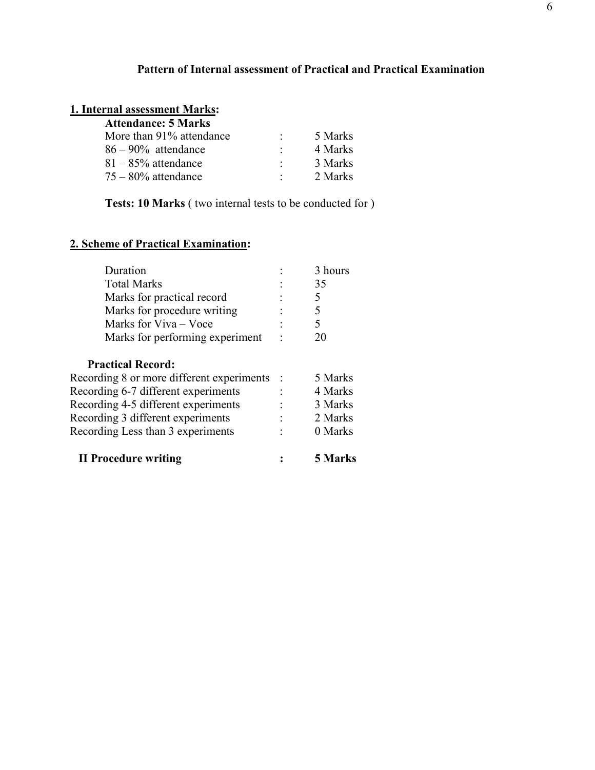## Pattern of Internal assessment of Practical and Practical Examination

### 1. Internal assessment Marks:

**Attendance: 5 Marks**

| | | |
|---|---|---|
| More than 91% attendance | : | 5 Marks |
| 86 – 90% attendance | : | 4 Marks |
| 81 – 85% attendance | : | 3 Marks |
| 75 – 80% attendance | : | 2 Marks |

**Tests: 10 Marks** ( two internal tests to be conducted for )

### 2. Scheme of Practical Examination:

| | | |
|---|---|---|
| Duration | : | 3 hours |
| Total Marks | : | 35 |
| Marks for practical record | : | 5 |
| Marks for procedure writing | : | 5 |
| Marks for Viva – Voce | : | 5 |
| Marks for performing experiment | : | 20 |

**Practical Record:**

| | | |
|---|---|---|
| Recording 8 or more different experiments | : | 5 Marks |
| Recording 6-7 different experiments | : | 4 Marks |
| Recording 4-5 different experiments | : | 3 Marks |
| Recording 3 different experiments | : | 2 Marks |
| Recording Less than 3 experiments | : | 0 Marks |

**II Procedure writing : 5 Marks**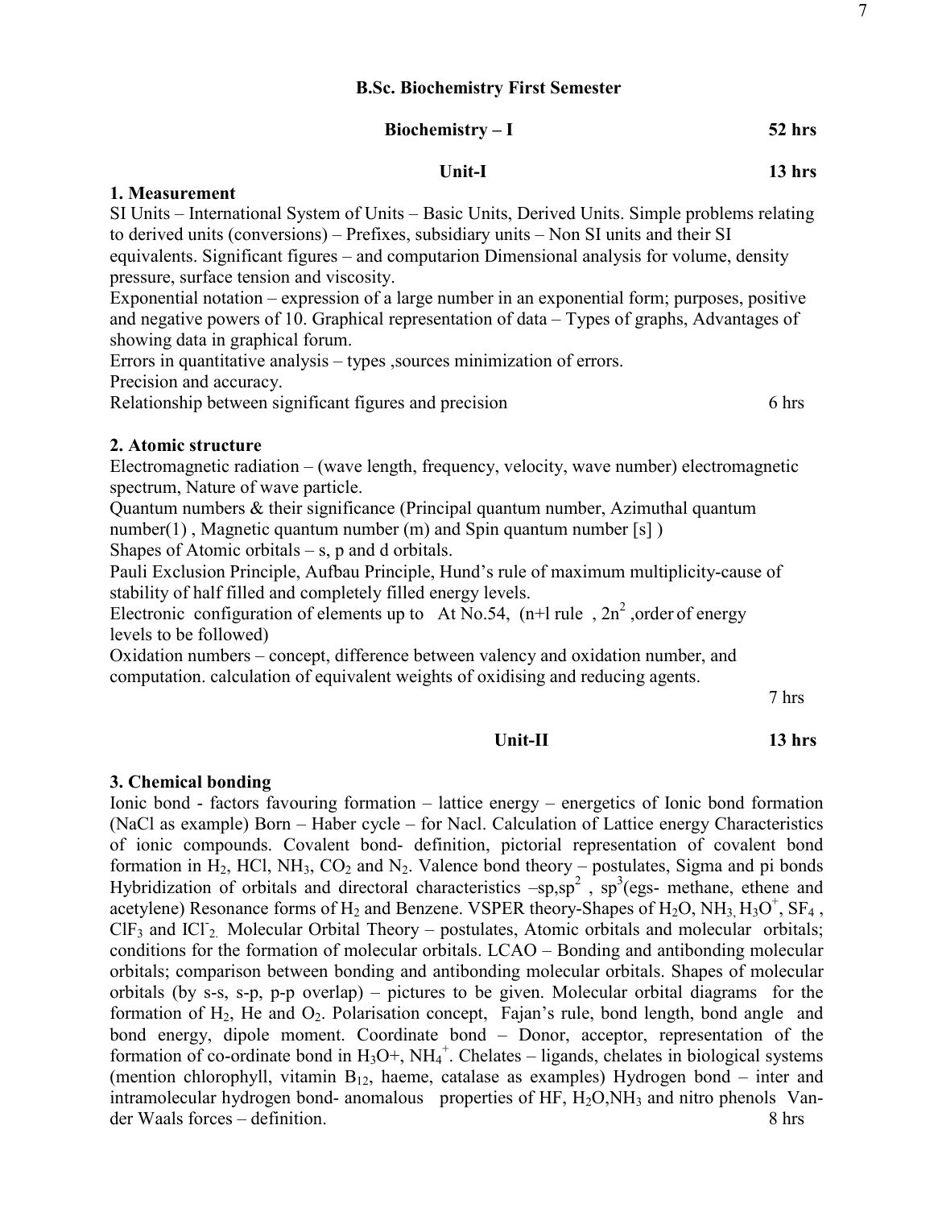**B.Sc. Biochemistry First Semester**

**Biochemistry – I** **52 hrs**

**Unit-I** **13 hrs**

**1. Measurement**

SI Units – International System of Units – Basic Units, Derived Units. Simple problems relating to derived units (conversions) – Prefixes, subsidiary units – Non SI units and their SI equivalents. Significant figures – and computarion Dimensional analysis for volume, density pressure, surface tension and viscosity.

Exponential notation – expression of a large number in an exponential form; purposes, positive and negative powers of 10. Graphical representation of data – Types of graphs, Advantages of showing data in graphical forum.

Errors in quantitative analysis – types ,sources minimization of errors.

Precision and accuracy.

Relationship between significant figures and precision 6 hrs

**2. Atomic structure**

Electromagnetic radiation – (wave length, frequency, velocity, wave number) electromagnetic spectrum, Nature of wave particle.

Quantum numbers & their significance (Principal quantum number, Azimuthal quantum number(1) , Magnetic quantum number (m) and Spin quantum number [s] )

Shapes of Atomic orbitals – s, p and d orbitals.

Pauli Exclusion Principle, Aufbau Principle, Hund's rule of maximum multiplicity-cause of stability of half filled and completely filled energy levels.

Electronic configuration of elements up to At No.54, (n+l rule , $2n^2$ ,order of energy levels to be followed)

Oxidation numbers – concept, difference between valency and oxidation number, and computation. calculation of equivalent weights of oxidising and reducing agents.

7 hrs

**Unit-II** **13 hrs**

**3. Chemical bonding**

Ionic bond - factors favouring formation – lattice energy – energetics of Ionic bond formation (NaCl as example) Born – Haber cycle – for Nacl. Calculation of Lattice energy Characteristics of ionic compounds. Covalent bond- definition, pictorial representation of covalent bond formation in $H_2$, HCl, $NH_3$, $CO_2$ and $N_2$. Valence bond theory – postulates, Sigma and pi bonds Hybridization of orbitals and directoral characteristics –sp,$sp^2$ , $sp^3$(egs- methane, ethene and acetylene) Resonance forms of $H_2$ and Benzene. VSPER theory-Shapes of $H_2O$, $NH_3$, $H_3O^+$, $SF_4$ , $ClF_3$ and $ICl^-_2$. Molecular Orbital Theory – postulates, Atomic orbitals and molecular orbitals; conditions for the formation of molecular orbitals. LCAO – Bonding and antibonding molecular orbitals; comparison between bonding and antibonding molecular orbitals. Shapes of molecular orbitals (by s-s, s-p, p-p overlap) – pictures to be given. Molecular orbital diagrams for the formation of $H_2$, He and $O_2$. Polarisation concept, Fajan's rule, bond length, bond angle and bond energy, dipole moment. Coordinate bond – Donor, acceptor, representation of the formation of co-ordinate bond in $H_3O$+, $NH_4^+$. Chelates – ligands, chelates in biological systems (mention chlorophyll, vitamin $B_{12}$, haeme, catalase as examples) Hydrogen bond – inter and intramolecular hydrogen bond- anomalous properties of HF, $H_2O$,$NH_3$ and nitro phenols Van-der Waals forces – definition. 8 hrs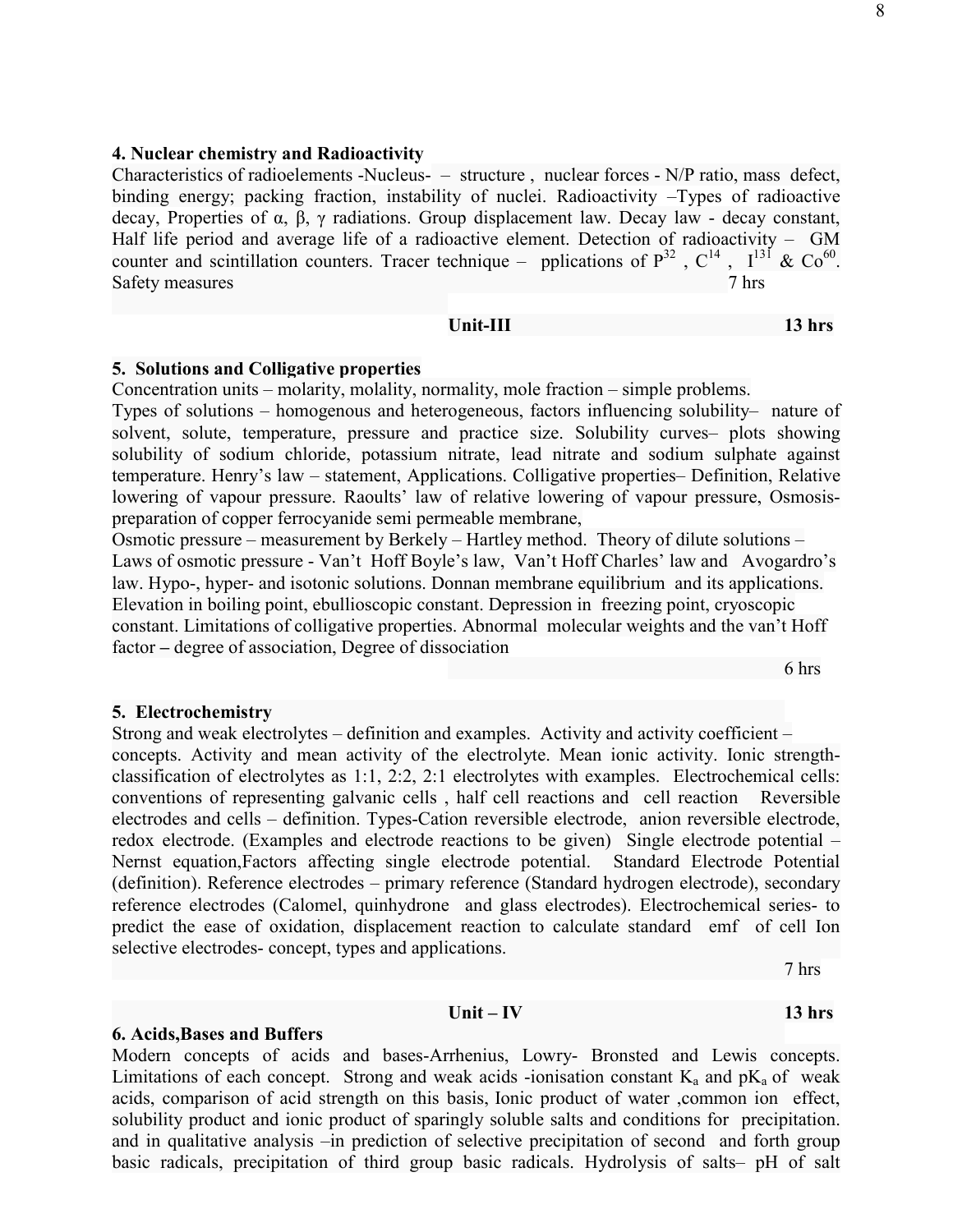### 4. Nuclear chemistry and Radioactivity

Characteristics of radioelements -Nucleus- – structure , nuclear forces - N/P ratio, mass defect, binding energy; packing fraction, instability of nuclei. Radioactivity –Types of radioactive decay, Properties of α, β, γ radiations. Group displacement law. Decay law - decay constant, Half life period and average life of a radioactive element. Detection of radioactivity – GM counter and scintillation counters. Tracer technique – pplications of $P^{32}$ , $C^{14}$ , $I^{131}$ & $Co^{60}$. Safety measures 7 hrs

## Unit-III 13 hrs

### 5. Solutions and Colligative properties

Concentration units – molarity, molality, normality, mole fraction – simple problems.

Types of solutions – homogenous and heterogeneous, factors influencing solubility– nature of solvent, solute, temperature, pressure and practice size. Solubility curves– plots showing solubility of sodium chloride, potassium nitrate, lead nitrate and sodium sulphate against temperature. Henry's law – statement, Applications. Colligative properties– Definition, Relative lowering of vapour pressure. Raoults' law of relative lowering of vapour pressure, Osmosis- preparation of copper ferrocyanide semi permeable membrane,

Osmotic pressure – measurement by Berkely – Hartley method. Theory of dilute solutions – Laws of osmotic pressure - Van't Hoff Boyle's law, Van't Hoff Charles' law and Avogardro's law. Hypo-, hyper- and isotonic solutions. Donnan membrane equilibrium and its applications. Elevation in boiling point, ebullioscopic constant. Depression in freezing point, cryoscopic constant. Limitations of colligative properties. Abnormal molecular weights and the van't Hoff factor – degree of association, Degree of dissociation

6 hrs

### 5. Electrochemistry

Strong and weak electrolytes – definition and examples. Activity and activity coefficient – concepts. Activity and mean activity of the electrolyte. Mean ionic activity. Ionic strength- classification of electrolytes as 1:1, 2:2, 2:1 electrolytes with examples. Electrochemical cells: conventions of representing galvanic cells , half cell reactions and cell reaction Reversible electrodes and cells – definition. Types-Cation reversible electrode, anion reversible electrode, redox electrode. (Examples and electrode reactions to be given) Single electrode potential – Nernst equation,Factors affecting single electrode potential. Standard Electrode Potential (definition). Reference electrodes – primary reference (Standard hydrogen electrode), secondary reference electrodes (Calomel, quinhydrone and glass electrodes). Electrochemical series- to predict the ease of oxidation, displacement reaction to calculate standard emf of cell Ion selective electrodes- concept, types and applications.

7 hrs

## Unit – IV 13 hrs

### 6. Acids,Bases and Buffers

Modern concepts of acids and bases-Arrhenius, Lowry- Bronsted and Lewis concepts. Limitations of each concept. Strong and weak acids -ionisation constant $K_a$ and $pK_a$ of weak acids, comparison of acid strength on this basis, Ionic product of water ,common ion effect, solubility product and ionic product of sparingly soluble salts and conditions for precipitation. and in qualitative analysis –in prediction of selective precipitation of second and forth group basic radicals, precipitation of third group basic radicals. Hydrolysis of salts– pH of salt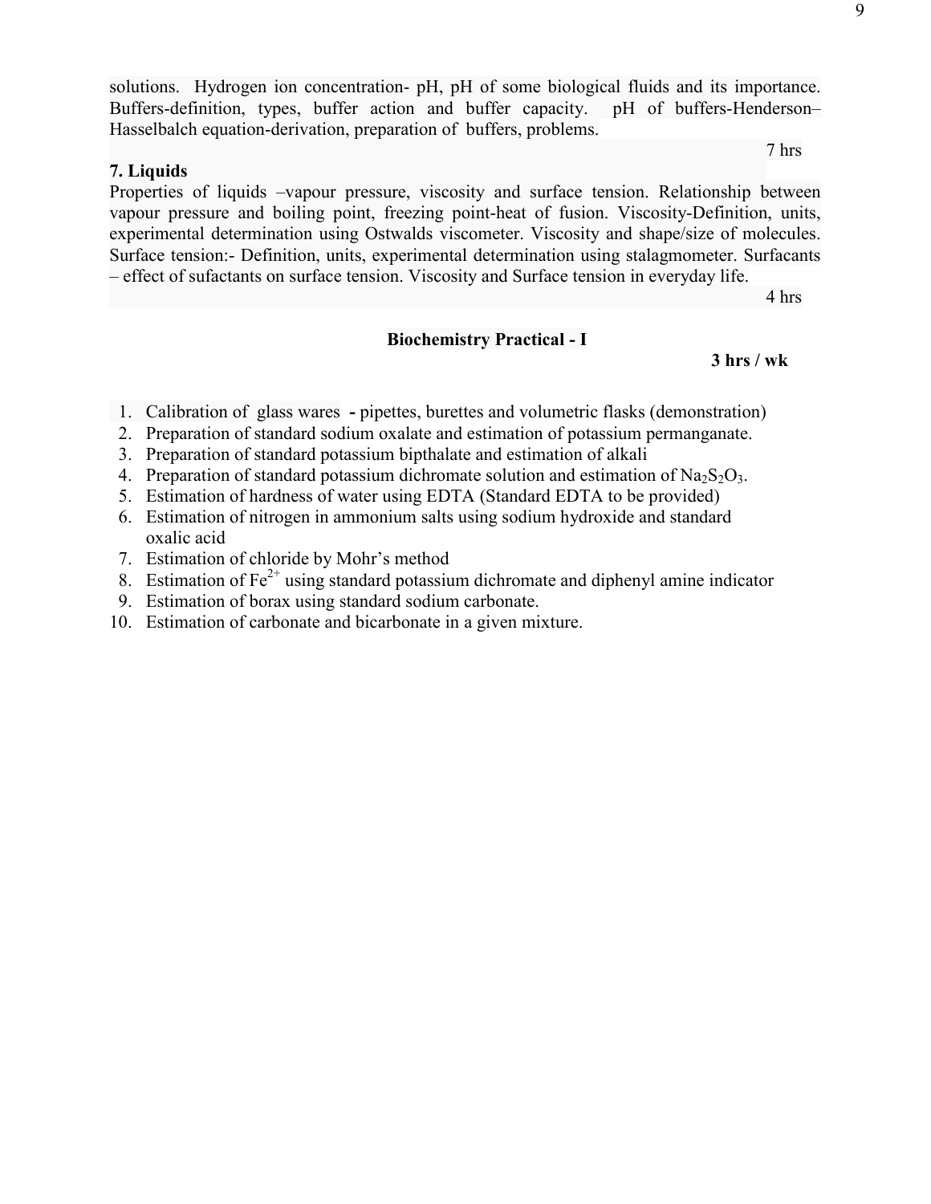solutions. Hydrogen ion concentration- pH, pH of some biological fluids and its importance. Buffers-definition, types, buffer action and buffer capacity. pH of buffers-Henderson–Hasselbalch equation-derivation, preparation of buffers, problems.

7 hrs

**7. Liquids**

Properties of liquids –vapour pressure, viscosity and surface tension. Relationship between vapour pressure and boiling point, freezing point-heat of fusion. Viscosity-Definition, units, experimental determination using Ostwalds viscometer. Viscosity and shape/size of molecules. Surface tension:- Definition, units, experimental determination using stalagmometer. Surfacants – effect of sufactants on surface tension. Viscosity and Surface tension in everyday life.

4 hrs

**Biochemistry Practical - I**

**3 hrs / wk**

1. Calibration of glass wares **-** pipettes, burettes and volumetric flasks (demonstration)
2. Preparation of standard sodium oxalate and estimation of potassium permanganate.
3. Preparation of standard potassium bipthalate and estimation of alkali
4. Preparation of standard potassium dichromate solution and estimation of $Na_2S_2O_3$.
5. Estimation of hardness of water using EDTA (Standard EDTA to be provided)
6. Estimation of nitrogen in ammonium salts using sodium hydroxide and standard oxalic acid
7. Estimation of chloride by Mohr's method
8. Estimation of $Fe^{2+}$ using standard potassium dichromate and diphenyl amine indicator
9. Estimation of borax using standard sodium carbonate.
10. Estimation of carbonate and bicarbonate in a given mixture.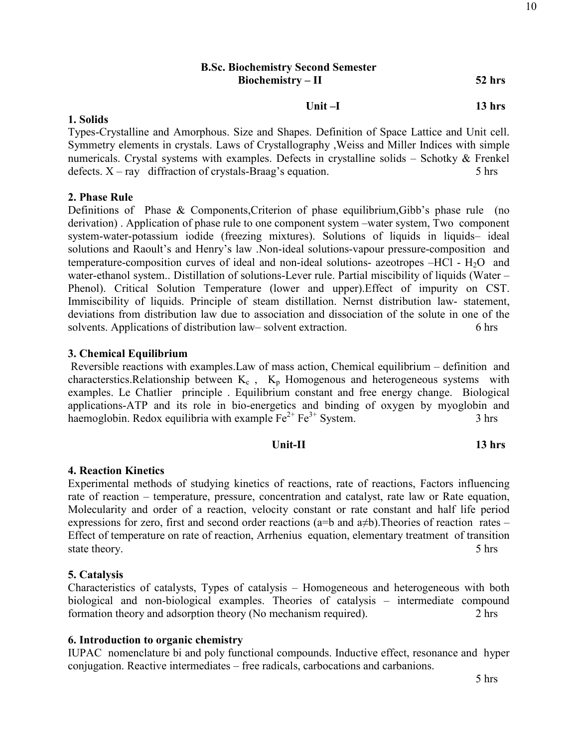## B.Sc. Biochemistry Second Semester

### Biochemistry – II — 52 hrs

### Unit –I — 13 hrs

**1. Solids**

Types-Crystalline and Amorphous. Size and Shapes. Definition of Space Lattice and Unit cell. Symmetry elements in crystals. Laws of Crystallography ,Weiss and Miller Indices with simple numericals. Crystal systems with examples. Defects in crystalline solids – Schotky & Frenkel defects. X – ray diffraction of crystals-Braag's equation. 5 hrs

**2. Phase Rule**

Definitions of Phase & Components,Criterion of phase equilibrium,Gibb's phase rule (no derivation) . Application of phase rule to one component system –water system, Two component system-water-potassium iodide (freezing mixtures). Solutions of liquids in liquids– ideal solutions and Raoult's and Henry's law .Non-ideal solutions-vapour pressure-composition and temperature-composition curves of ideal and non-ideal solutions- azeotropes –HCl - $H_2O$ and water-ethanol system.. Distillation of solutions-Lever rule. Partial miscibility of liquids (Water – Phenol). Critical Solution Temperature (lower and upper).Effect of impurity on CST. Immiscibility of liquids. Principle of steam distillation. Nernst distribution law- statement, deviations from distribution law due to association and dissociation of the solute in one of the solvents. Applications of distribution law– solvent extraction. 6 hrs

**3. Chemical Equilibrium**

Reversible reactions with examples.Law of mass action, Chemical equilibrium – definition and characterstics.Relationship between $K_c$ , $K_p$ Homogenous and heterogeneous systems with examples. Le Chatlier principle . Equilibrium constant and free energy change. Biological applications-ATP and its role in bio-energetics and binding of oxygen by myoglobin and haemoglobin. Redox equilibria with example $Fe^{2+}$ $Fe^{3+}$ System. 3 hrs

### Unit-II — 13 hrs

**4. Reaction Kinetics**

Experimental methods of studying kinetics of reactions, rate of reactions, Factors influencing rate of reaction – temperature, pressure, concentration and catalyst, rate law or Rate equation, Molecularity and order of a reaction, velocity constant or rate constant and half life period expressions for zero, first and second order reactions ($a=b$ and $a \neq b$).Theories of reaction rates – Effect of temperature on rate of reaction, Arrhenius equation, elementary treatment of transition state theory. 5 hrs

**5. Catalysis**

Characteristics of catalysts, Types of catalysis – Homogeneous and heterogeneous with both biological and non-biological examples. Theories of catalysis – intermediate compound formation theory and adsorption theory (No mechanism required). 2 hrs

**6. Introduction to organic chemistry**

IUPAC nomenclature bi and poly functional compounds. Inductive effect, resonance and hyper conjugation. Reactive intermediates – free radicals, carbocations and carbanions.

5 hrs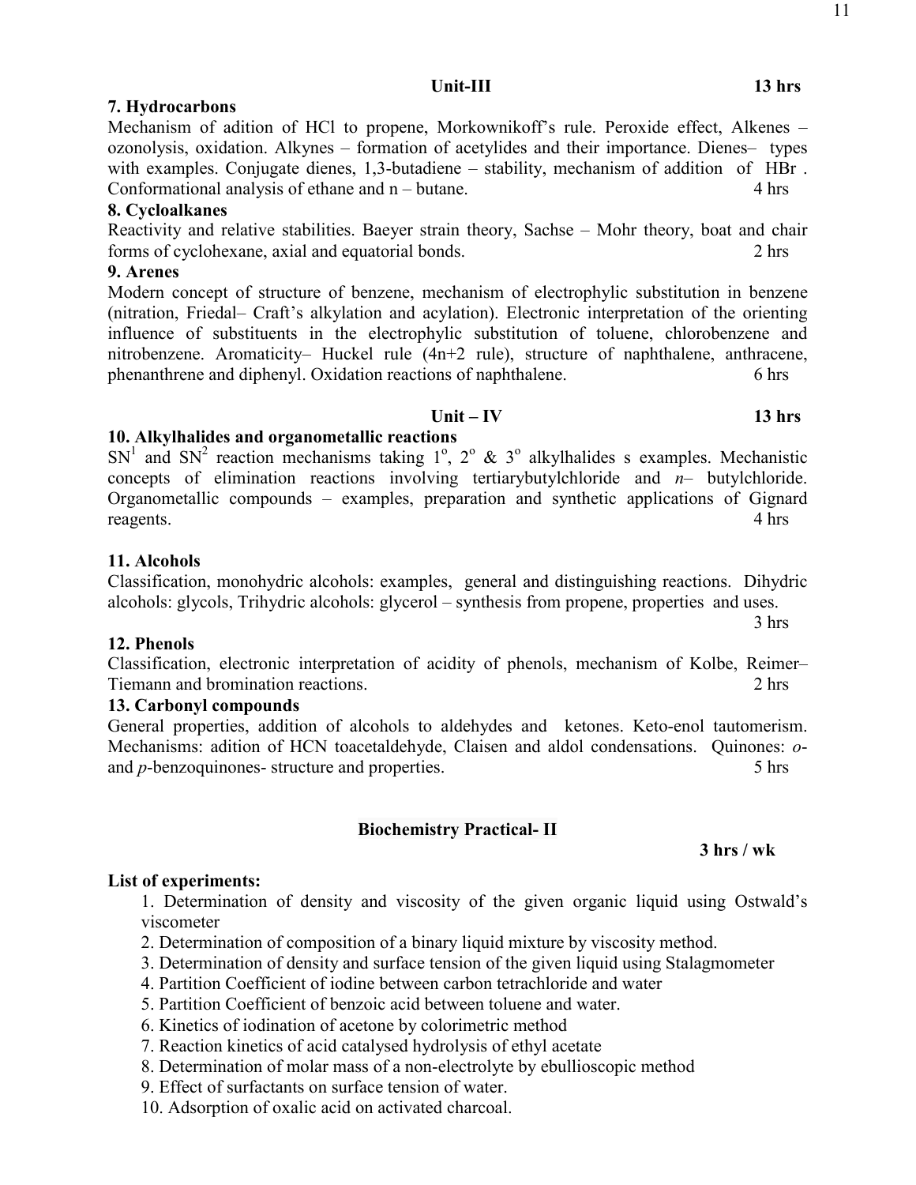## Unit-III 13 hrs

### 7. Hydrocarbons

Mechanism of adition of HCl to propene, Morkownikoff's rule. Peroxide effect, Alkenes – ozonolysis, oxidation. Alkynes – formation of acetylides and their importance. Dienes– types with examples. Conjugate dienes, 1,3-butadiene – stability, mechanism of addition of HBr . Conformational analysis of ethane and n – butane. 4 hrs

### 8. Cycloalkanes

Reactivity and relative stabilities. Baeyer strain theory, Sachse – Mohr theory, boat and chair forms of cyclohexane, axial and equatorial bonds. 2 hrs

### 9. Arenes

Modern concept of structure of benzene, mechanism of electrophylic substitution in benzene (nitration, Friedal– Craft's alkylation and acylation). Electronic interpretation of the orienting influence of substituents in the electrophylic substitution of toluene, chlorobenzene and nitrobenzene. Aromaticity– Huckel rule (4n+2 rule), structure of naphthalene, anthracene, phenanthrene and diphenyl. Oxidation reactions of naphthalene. 6 hrs

## Unit – IV 13 hrs

### 10. Alkylhalides and organometallic reactions

$SN^1$ and $SN^2$ reaction mechanisms taking $1^o$, $2^o$ & $3^o$ alkylhalides s examples. Mechanistic concepts of elimination reactions involving tertiarybutylchloride and *n*– butylchloride. Organometallic compounds – examples, preparation and synthetic applications of Gignard reagents. 4 hrs

### 11. Alcohols

Classification, monohydric alcohols: examples, general and distinguishing reactions. Dihydric alcohols: glycols, Trihydric alcohols: glycerol – synthesis from propene, properties and uses. 3 hrs

### 12. Phenols

Classification, electronic interpretation of acidity of phenols, mechanism of Kolbe, Reimer–Tiemann and bromination reactions. 2 hrs

### 13. Carbonyl compounds

General properties, addition of alcohols to aldehydes and ketones. Keto-enol tautomerism. Mechanisms: adition of HCN toacetaldehyde, Claisen and aldol condensations. Quinones: *o*- and *p*-benzoquinones- structure and properties. 5 hrs

## Biochemistry Practical- II

**3 hrs / wk**

**List of experiments:**

1. Determination of density and viscosity of the given organic liquid using Ostwald's viscometer
2. Determination of composition of a binary liquid mixture by viscosity method.
3. Determination of density and surface tension of the given liquid using Stalagmometer
4. Partition Coefficient of iodine between carbon tetrachloride and water
5. Partition Coefficient of benzoic acid between toluene and water.
6. Kinetics of iodination of acetone by colorimetric method
7. Reaction kinetics of acid catalysed hydrolysis of ethyl acetate
8. Determination of molar mass of a non-electrolyte by ebullioscopic method
9. Effect of surfactants on surface tension of water.
10. Adsorption of oxalic acid on activated charcoal.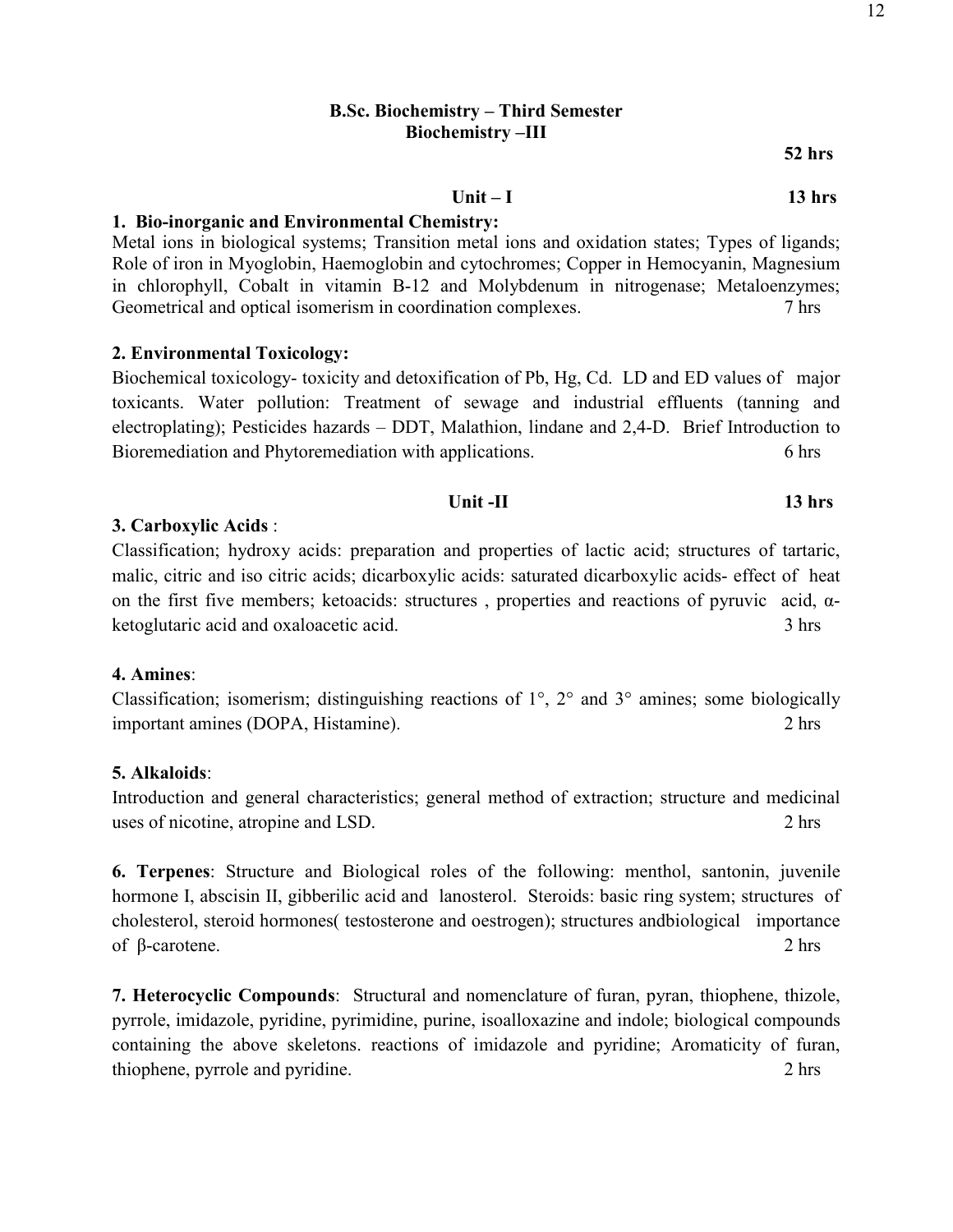## B.Sc. Biochemistry – Third Semester
## Biochemistry –III

**52 hrs**

### Unit – I **13 hrs**

**1. Bio-inorganic and Environmental Chemistry:**
Metal ions in biological systems; Transition metal ions and oxidation states; Types of ligands; Role of iron in Myoglobin, Haemoglobin and cytochromes; Copper in Hemocyanin, Magnesium in chlorophyll, Cobalt in vitamin B-12 and Molybdenum in nitrogenase; Metaloenzymes; Geometrical and optical isomerism in coordination complexes. 7 hrs

**2. Environmental Toxicology:**
Biochemical toxicology- toxicity and detoxification of Pb, Hg, Cd. LD and ED values of major toxicants. Water pollution: Treatment of sewage and industrial effluents (tanning and electroplating); Pesticides hazards – DDT, Malathion, lindane and 2,4-D. Brief Introduction to Bioremediation and Phytoremediation with applications. 6 hrs

### Unit -II **13 hrs**

**3. Carboxylic Acids** :
Classification; hydroxy acids: preparation and properties of lactic acid; structures of tartaric, malic, citric and iso citric acids; dicarboxylic acids: saturated dicarboxylic acids- effect of heat on the first five members; ketoacids: structures , properties and reactions of pyruvic acid, α-ketoglutaric acid and oxaloacetic acid. 3 hrs

**4. Amines**:
Classification; isomerism; distinguishing reactions of 1°, 2° and 3° amines; some biologically important amines (DOPA, Histamine). 2 hrs

**5. Alkaloids**:
Introduction and general characteristics; general method of extraction; structure and medicinal uses of nicotine, atropine and LSD. 2 hrs

**6. Terpenes**: Structure and Biological roles of the following: menthol, santonin, juvenile hormone I, abscisin II, gibberilic acid and lanosterol. Steroids: basic ring system; structures of cholesterol, steroid hormones( testosterone and oestrogen); structures andbiological importance of β-carotene. 2 hrs

**7. Heterocyclic Compounds**: Structural and nomenclature of furan, pyran, thiophene, thizole, pyrrole, imidazole, pyridine, pyrimidine, purine, isoalloxazine and indole; biological compounds containing the above skeletons. reactions of imidazole and pyridine; Aromaticity of furan, thiophene, pyrrole and pyridine. 2 hrs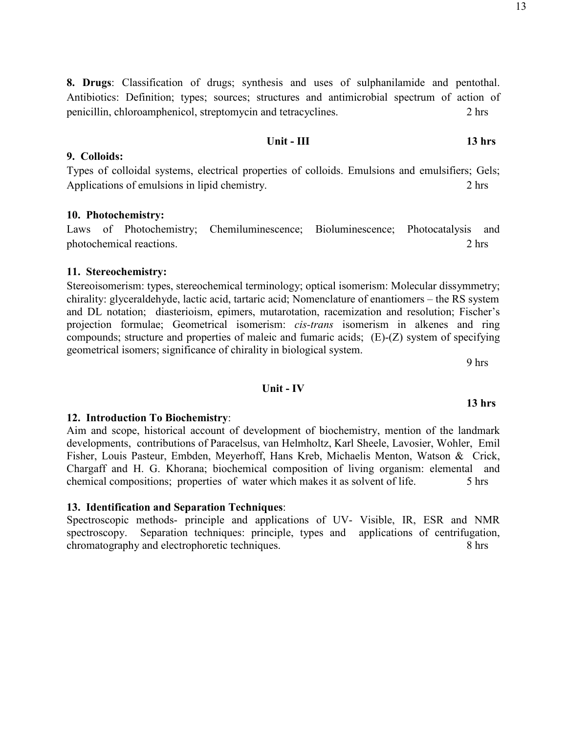**8. Drugs**: Classification of drugs; synthesis and uses of sulphanilamide and pentothal. Antibiotics: Definition; types; sources; structures and antimicrobial spectrum of action of penicillin, chloroamphenicol, streptomycin and tetracyclines. 2 hrs

## Unit - III 13 hrs

### 9. Colloids:

Types of colloidal systems, electrical properties of colloids. Emulsions and emulsifiers; Gels; Applications of emulsions in lipid chemistry. 2 hrs

### 10. Photochemistry:

Laws of Photochemistry; Chemiluminescence; Bioluminescence; Photocatalysis and photochemical reactions. 2 hrs

### 11. Stereochemistry:

Stereoisomerism: types, stereochemical terminology; optical isomerism: Molecular dissymmetry; chirality: glyceraldehyde, lactic acid, tartaric acid; Nomenclature of enantiomers – the RS system and DL notation; diasterioism, epimers, mutarotation, racemization and resolution; Fischer's projection formulae; Geometrical isomerism: *cis-trans* isomerism in alkenes and ring compounds; structure and properties of maleic and fumaric acids; (E)-(Z) system of specifying geometrical isomers; significance of chirality in biological system.

9 hrs

## Unit - IV

13 hrs

### 12. Introduction To Biochemistry:

Aim and scope, historical account of development of biochemistry, mention of the landmark developments, contributions of Paracelsus, van Helmholtz, Karl Sheele, Lavosier, Wohler, Emil Fisher, Louis Pasteur, Embden, Meyerhoff, Hans Kreb, Michaelis Menton, Watson & Crick, Chargaff and H. G. Khorana; biochemical composition of living organism: elemental and chemical compositions; properties of water which makes it as solvent of life. 5 hrs

### 13. Identification and Separation Techniques:

Spectroscopic methods- principle and applications of UV- Visible, IR, ESR and NMR spectroscopy. Separation techniques: principle, types and applications of centrifugation, chromatography and electrophoretic techniques. 8 hrs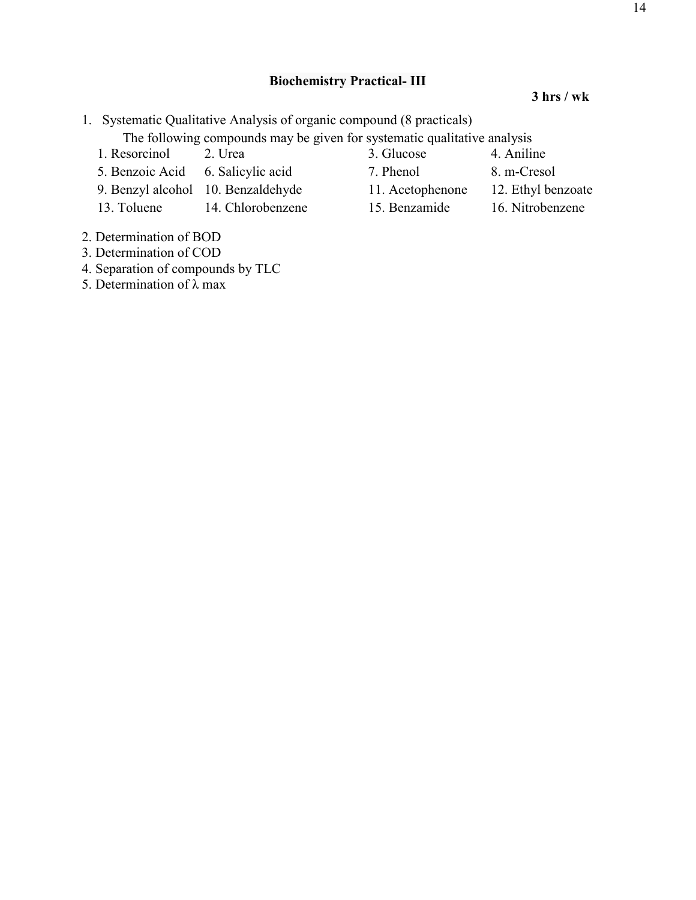## Biochemistry Practical- III

**3 hrs / wk**

1. Systematic Qualitative Analysis of organic compound (8 practicals)

   The following compounds may be given for systematic qualitative analysis

| | | | |
|---|---|---|---|
| 1. Resorcinol | 2. Urea | 3. Glucose | 4. Aniline |
| 5. Benzoic Acid | 6. Salicylic acid | 7. Phenol | 8. m-Cresol |
| 9. Benzyl alcohol | 10. Benzaldehyde | 11. Acetophenone | 12. Ethyl benzoate |
| 13. Toluene | 14. Chlorobenzene | 15. Benzamide | 16. Nitrobenzene |

2. Determination of BOD
3. Determination of COD
4. Separation of compounds by TLC
5. Determination of λ max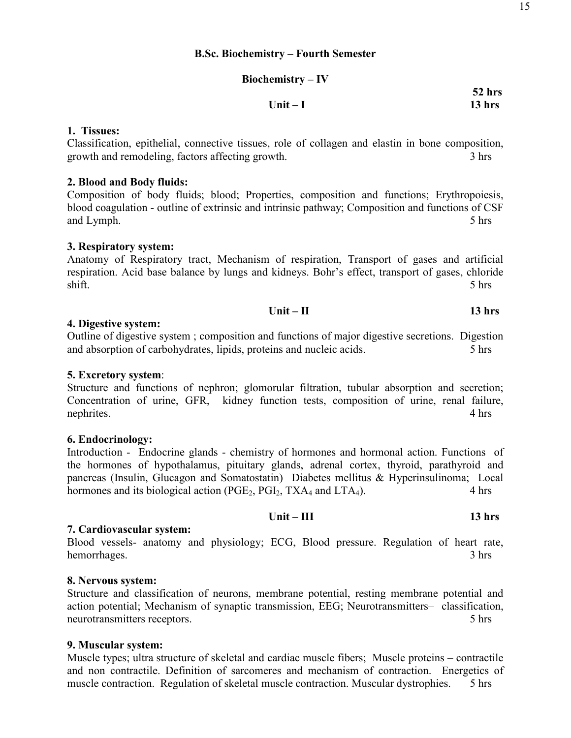## B.Sc. Biochemistry – Fourth Semester

### Biochemistry – IV

**52 hrs**

**Unit – I** **13 hrs**

**1. Tissues:**

Classification, epithelial, connective tissues, role of collagen and elastin in bone composition, growth and remodeling, factors affecting growth. 3 hrs

**2. Blood and Body fluids:**

Composition of body fluids; blood; Properties, composition and functions; Erythropoiesis, blood coagulation - outline of extrinsic and intrinsic pathway; Composition and functions of CSF and Lymph. 5 hrs

**3. Respiratory system:**

Anatomy of Respiratory tract, Mechanism of respiration, Transport of gases and artificial respiration. Acid base balance by lungs and kidneys. Bohr's effect, transport of gases, chloride shift. 5 hrs

**Unit – II** **13 hrs**

**4. Digestive system:**

Outline of digestive system ; composition and functions of major digestive secretions. Digestion and absorption of carbohydrates, lipids, proteins and nucleic acids. 5 hrs

**5. Excretory system**:

Structure and functions of nephron; glomorular filtration, tubular absorption and secretion; Concentration of urine, GFR, kidney function tests, composition of urine, renal failure, nephrites. 4 hrs

**6. Endocrinology:**

Introduction - Endocrine glands - chemistry of hormones and hormonal action. Functions of the hormones of hypothalamus, pituitary glands, adrenal cortex, thyroid, parathyroid and pancreas (Insulin, Glucagon and Somatostatin) Diabetes mellitus & Hyperinsulinoma; Local hormones and its biological action ($PGE_2$, $PGI_2$, $TXA_4$ and $LTA_4$). 4 hrs

**Unit – III** **13 hrs**

**7. Cardiovascular system:**

Blood vessels- anatomy and physiology; ECG, Blood pressure. Regulation of heart rate, hemorrhages. 3 hrs

**8. Nervous system:**

Structure and classification of neurons, membrane potential, resting membrane potential and action potential; Mechanism of synaptic transmission, EEG; Neurotransmitters– classification, neurotransmitters receptors. 5 hrs

**9. Muscular system:**

Muscle types; ultra structure of skeletal and cardiac muscle fibers; Muscle proteins – contractile and non contractile. Definition of sarcomeres and mechanism of contraction. Energetics of muscle contraction. Regulation of skeletal muscle contraction. Muscular dystrophies. 5 hrs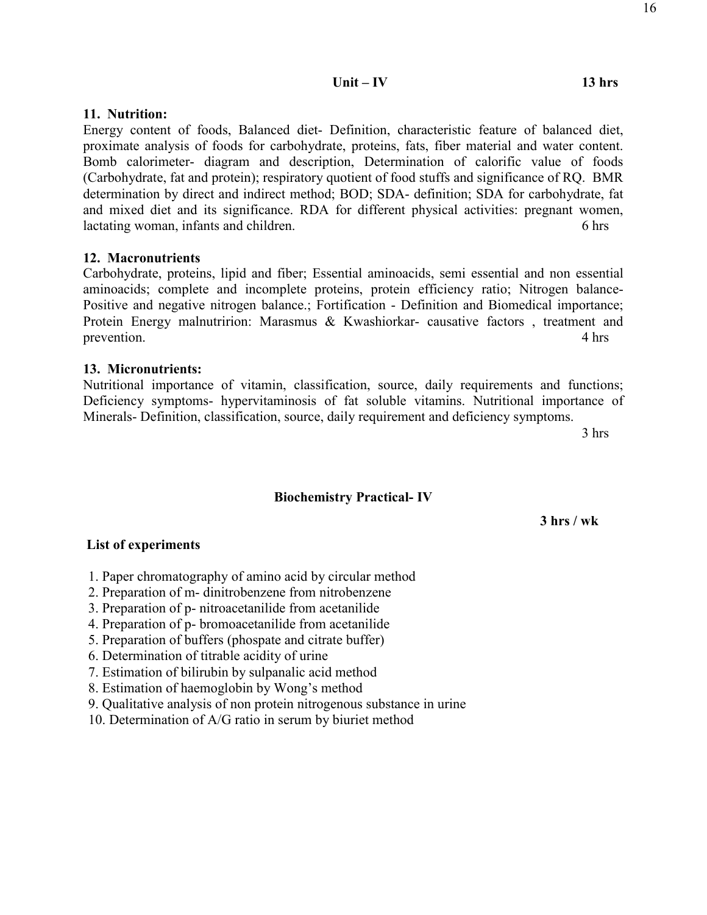## Unit – IV **13 hrs**

### 11. Nutrition:

Energy content of foods, Balanced diet- Definition, characteristic feature of balanced diet, proximate analysis of foods for carbohydrate, proteins, fats, fiber material and water content. Bomb calorimeter- diagram and description, Determination of calorific value of foods (Carbohydrate, fat and protein); respiratory quotient of food stuffs and significance of RQ. BMR determination by direct and indirect method; BOD; SDA- definition; SDA for carbohydrate, fat and mixed diet and its significance. RDA for different physical activities: pregnant women, lactating woman, infants and children. 6 hrs

### 12. Macronutrients

Carbohydrate, proteins, lipid and fiber; Essential aminoacids, semi essential and non essential aminoacids; complete and incomplete proteins, protein efficiency ratio; Nitrogen balance- Positive and negative nitrogen balance.; Fortification - Definition and Biomedical importance; Protein Energy malnutririon: Marasmus & Kwashiorkar- causative factors , treatment and prevention. 4 hrs

### 13. Micronutrients:

Nutritional importance of vitamin, classification, source, daily requirements and functions; Deficiency symptoms- hypervitaminosis of fat soluble vitamins. Nutritional importance of Minerals- Definition, classification, source, daily requirement and deficiency symptoms.

3 hrs

## Biochemistry Practical- IV

**3 hrs / wk**

**List of experiments**

1. Paper chromatography of amino acid by circular method
2. Preparation of m- dinitrobenzene from nitrobenzene
3. Preparation of p- nitroacetanilide from acetanilide
4. Preparation of p- bromoacetanilide from acetanilide
5. Preparation of buffers (phospate and citrate buffer)
6. Determination of titrable acidity of urine
7. Estimation of bilirubin by sulpanalic acid method
8. Estimation of haemoglobin by Wong's method
9. Qualitative analysis of non protein nitrogenous substance in urine
10. Determination of A/G ratio in serum by biuriet method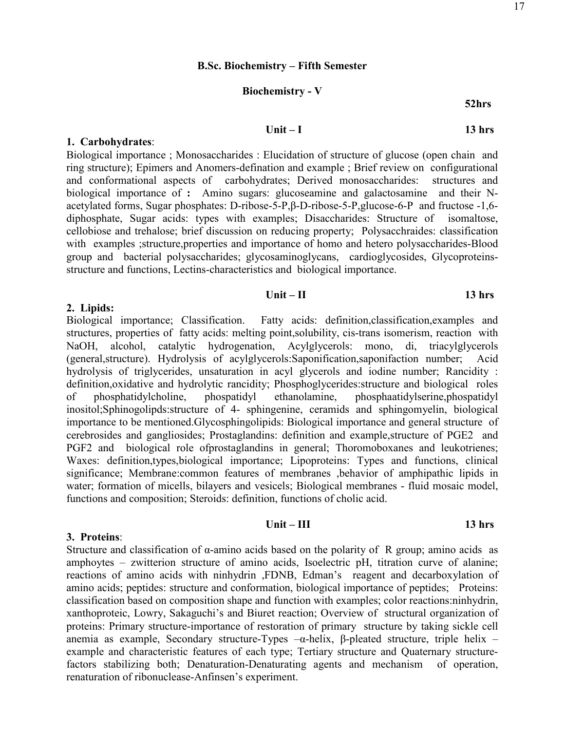## B.Sc. Biochemistry – Fifth Semester

### Biochemistry - V

**52hrs**

**Unit – I** **13 hrs**

**1. Carbohydrates**:

Biological importance ; Monosaccharides : Elucidation of structure of glucose (open chain and ring structure); Epimers and Anomers-defination and example ; Brief review on configurational and conformational aspects of carbohydrates; Derived monosaccharides: structures and biological importance of **:** Amino sugars: glucoseamine and galactosamine and their N-acetylated forms, Sugar phosphates: D-ribose-5-P,β-D-ribose-5-P,glucose-6-P and fructose -1,6-diphosphate, Sugar acids: types with examples; Disaccharides: Structure of isomaltose, cellobiose and trehalose; brief discussion on reducing property; Polysacchraides: classification with examples ;structure,properties and importance of homo and hetero polysaccharides-Blood group and bacterial polysaccharides; glycosaminoglycans, cardioglycosides, Glycoproteins-structure and functions, Lectins-characteristics and biological importance.

**Unit – II** **13 hrs**

**2. Lipids:**

Biological importance; Classification. Fatty acids: definition,classification,examples and structures, properties of fatty acids: melting point,solubility, cis-trans isomerism, reaction with NaOH, alcohol, catalytic hydrogenation, Acylglycerols: mono, di, triacylglycerols (general,structure). Hydrolysis of acylglycerols:Saponification,saponifaction number; Acid hydrolysis of triglycerides, unsaturation in acyl glycerols and iodine number; Rancidity : definition,oxidative and hydrolytic rancidity; Phosphoglycerides:structure and biological roles of phosphatidylcholine, phospatidyl ethanolamine, phosphaatidylserine,phospatidyl inositol;Sphinogolipds:structure of 4- sphingenine, ceramids and sphingomyelin, biological importance to be mentioned.Glycosphingolipids: Biological importance and general structure of cerebrosides and gangliosides; Prostaglandins: definition and example,structure of PGE2 and PGF2 and biological role ofprostaglandins in general; Thoromoboxanes and leukotrienes; Waxes: definition,types,biological importance; Lipoproteins: Types and functions, clinical significance; Membrane:common features of membranes ,behavior of amphipathic lipids in water; formation of micells, bilayers and vesicels; Biological membranes - fluid mosaic model, functions and composition; Steroids: definition, functions of cholic acid.

**Unit – III** **13 hrs**

**3. Proteins**:

Structure and classification of α-amino acids based on the polarity of R group; amino acids as amphoytes – zwitterion structure of amino acids, Isoelectric pH, titration curve of alanine; reactions of amino acids with ninhydrin ,FDNB, Edman's reagent and decarboxylation of amino acids; peptides: structure and conformation, biological importance of peptides; Proteins: classification based on composition shape and function with examples; color reactions:ninhydrin, xanthoproteic, Lowry, Sakaguchi's and Biuret reaction; Overview of structural organization of proteins: Primary structure-importance of restoration of primary structure by taking sickle cell anemia as example, Secondary structure-Types –α-helix, β-pleated structure, triple helix – example and characteristic features of each type; Tertiary structure and Quaternary structure-factors stabilizing both; Denaturation-Denaturating agents and mechanism of operation, renaturation of ribonuclease-Anfinsen's experiment.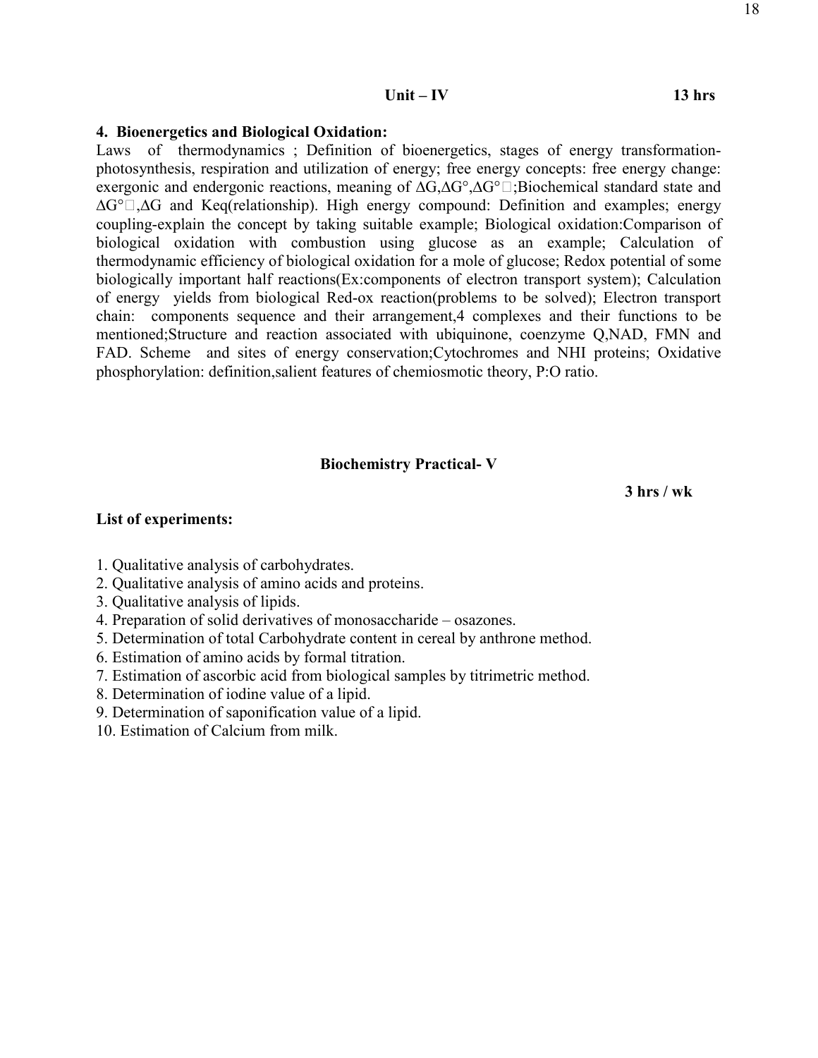**Unit – IV** **13 hrs**

**4. Bioenergetics and Biological Oxidation:**

Laws of thermodynamics ; Definition of bioenergetics, stages of energy transformation- photosynthesis, respiration and utilization of energy; free energy concepts: free energy change: exergonic and endergonic reactions, meaning of $\Delta G$,$\Delta G°$,$\Delta G°'$;Biochemical standard state and $\Delta G°'$,$\Delta G$ and Keq(relationship). High energy compound: Definition and examples; energy coupling-explain the concept by taking suitable example; Biological oxidation:Comparison of biological oxidation with combustion using glucose as an example; Calculation of thermodynamic efficiency of biological oxidation for a mole of glucose; Redox potential of some biologically important half reactions(Ex:components of electron transport system); Calculation of energy yields from biological Red-ox reaction(problems to be solved); Electron transport chain: components sequence and their arrangement,4 complexes and their functions to be mentioned;Structure and reaction associated with ubiquinone, coenzyme Q,NAD, FMN and FAD. Scheme and sites of energy conservation;Cytochromes and NHI proteins; Oxidative phosphorylation: definition,salient features of chemiosmotic theory, P:O ratio.

**Biochemistry Practical- V**

**3 hrs / wk**

**List of experiments:**

1. Qualitative analysis of carbohydrates.
2. Qualitative analysis of amino acids and proteins.
3. Qualitative analysis of lipids.
4. Preparation of solid derivatives of monosaccharide – osazones.
5. Determination of total Carbohydrate content in cereal by anthrone method.
6. Estimation of amino acids by formal titration.
7. Estimation of ascorbic acid from biological samples by titrimetric method.
8. Determination of iodine value of a lipid.
9. Determination of saponification value of a lipid.
10. Estimation of Calcium from milk.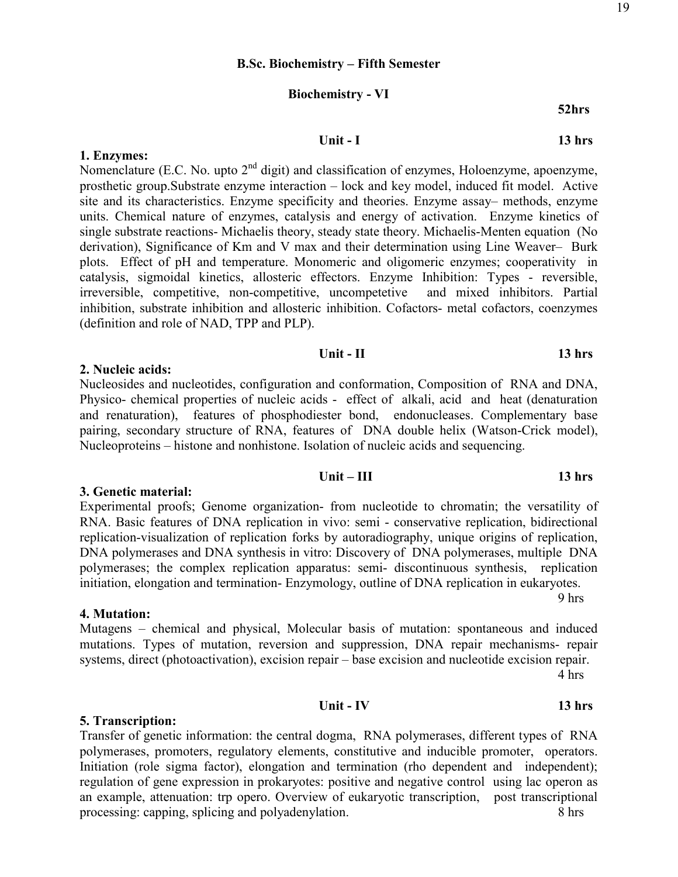## B.Sc. Biochemistry – Fifth Semester

### Biochemistry - VI

**52hrs**

**Unit - I** **13 hrs**

**1. Enzymes:**

Nomenclature (E.C. No. upto 2nd digit) and classification of enzymes, Holoenzyme, apoenzyme, prosthetic group.Substrate enzyme interaction – lock and key model, induced fit model. Active site and its characteristics. Enzyme specificity and theories. Enzyme assay– methods, enzyme units. Chemical nature of enzymes, catalysis and energy of activation. Enzyme kinetics of single substrate reactions- Michaelis theory, steady state theory. Michaelis-Menten equation (No derivation), Significance of Km and V max and their determination using Line Weaver– Burk plots. Effect of pH and temperature. Monomeric and oligomeric enzymes; cooperativity in catalysis, sigmoidal kinetics, allosteric effectors. Enzyme Inhibition: Types - reversible, irreversible, competitive, non-competitive, uncompetetive and mixed inhibitors. Partial inhibition, substrate inhibition and allosteric inhibition. Cofactors- metal cofactors, coenzymes (definition and role of NAD, TPP and PLP).

**Unit - II** **13 hrs**

**2. Nucleic acids:**

Nucleosides and nucleotides, configuration and conformation, Composition of RNA and DNA, Physico- chemical properties of nucleic acids - effect of alkali, acid and heat (denaturation and renaturation), features of phosphodiester bond, endonucleases. Complementary base pairing, secondary structure of RNA, features of DNA double helix (Watson-Crick model), Nucleoproteins – histone and nonhistone. Isolation of nucleic acids and sequencing.

**Unit – III** **13 hrs**

**3. Genetic material:**

Experimental proofs; Genome organization- from nucleotide to chromatin; the versatility of RNA. Basic features of DNA replication in vivo: semi - conservative replication, bidirectional replication-visualization of replication forks by autoradiography, unique origins of replication, DNA polymerases and DNA synthesis in vitro: Discovery of DNA polymerases, multiple DNA polymerases; the complex replication apparatus: semi- discontinuous synthesis, replication initiation, elongation and termination- Enzymology, outline of DNA replication in eukaryotes.

9 hrs

**4. Mutation:**

Mutagens – chemical and physical, Molecular basis of mutation: spontaneous and induced mutations. Types of mutation, reversion and suppression, DNA repair mechanisms- repair systems, direct (photoactivation), excision repair – base excision and nucleotide excision repair.

4 hrs

**Unit - IV** **13 hrs**

**5. Transcription:**

Transfer of genetic information: the central dogma, RNA polymerases, different types of RNA polymerases, promoters, regulatory elements, constitutive and inducible promoter, operators. Initiation (role sigma factor), elongation and termination (rho dependent and independent); regulation of gene expression in prokaryotes: positive and negative control using lac operon as an example, attenuation: trp opero. Overview of eukaryotic transcription, post transcriptional processing: capping, splicing and polyadenylation. 8 hrs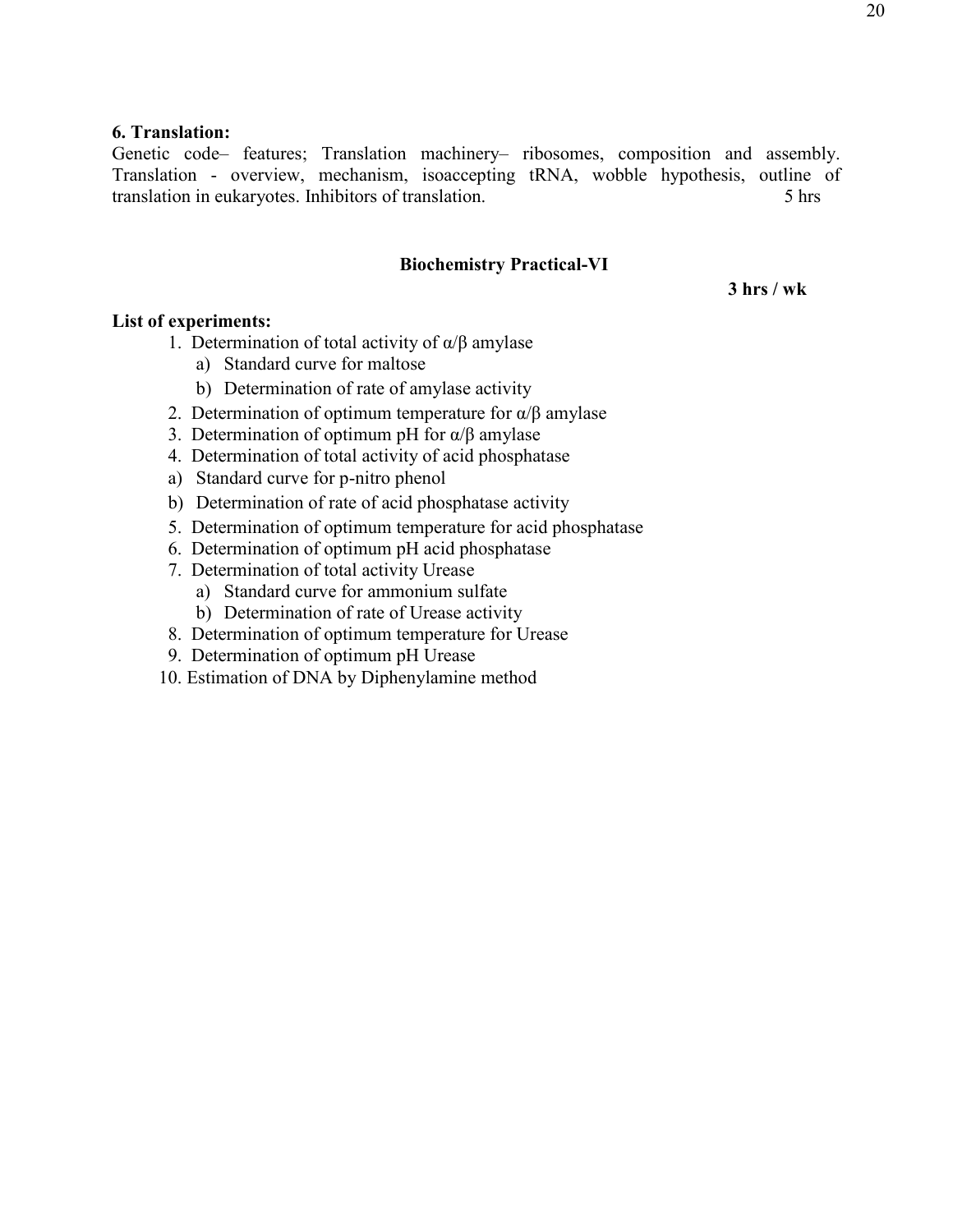**6. Translation:**

Genetic code– features; Translation machinery– ribosomes, composition and assembly. Translation - overview, mechanism, isoaccepting tRNA, wobble hypothesis, outline of translation in eukaryotes. Inhibitors of translation. 5 hrs

**Biochemistry Practical-VI**

**3 hrs / wk**

**List of experiments:**

1. Determination of total activity of α/β amylase
   a) Standard curve for maltose
   b) Determination of rate of amylase activity
2. Determination of optimum temperature for α/β amylase
3. Determination of optimum pH for α/β amylase
4. Determination of total activity of acid phosphatase
   a) Standard curve for p-nitro phenol
   b) Determination of rate of acid phosphatase activity
5. Determination of optimum temperature for acid phosphatase
6. Determination of optimum pH acid phosphatase
7. Determination of total activity Urease
   a) Standard curve for ammonium sulfate
   b) Determination of rate of Urease activity
8. Determination of optimum temperature for Urease
9. Determination of optimum pH Urease
10. Estimation of DNA by Diphenylamine method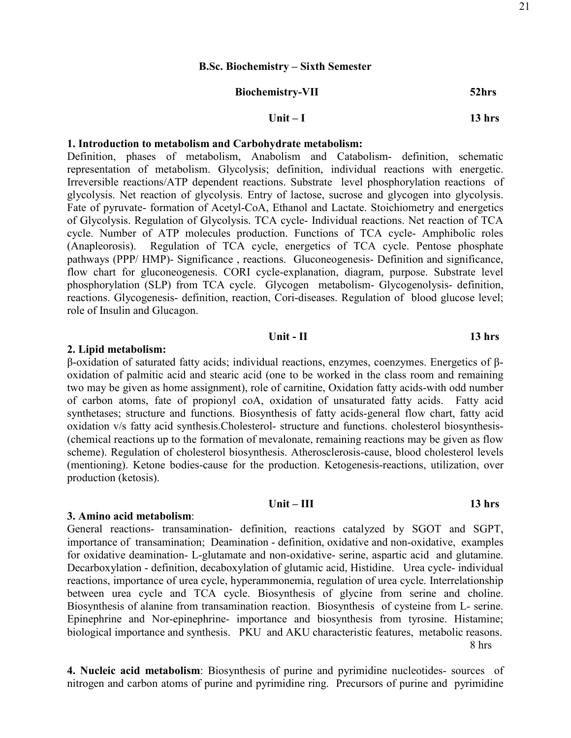**B.Sc. Biochemistry – Sixth Semester**

**Biochemistry-VII** **52hrs**

**Unit – I** **13 hrs**

**1. Introduction to metabolism and Carbohydrate metabolism:**
Definition, phases of metabolism, Anabolism and Catabolism- definition, schematic representation of metabolism. Glycolysis; definition, individual reactions with energetic. Irreversible reactions/ATP dependent reactions. Substrate level phosphorylation reactions of glycolysis. Net reaction of glycolysis. Entry of lactose, sucrose and glycogen into glycolysis. Fate of pyruvate- formation of Acetyl-CoA, Ethanol and Lactate. Stoichiometry and energetics of Glycolysis. Regulation of Glycolysis. TCA cycle- Individual reactions. Net reaction of TCA cycle. Number of ATP molecules production. Functions of TCA cycle- Amphibolic roles (Anapleorosis). Regulation of TCA cycle, energetics of TCA cycle. Pentose phosphate pathways (PPP/ HMP)- Significance , reactions. Gluconeogenesis- Definition and significance, flow chart for gluconeogenesis. CORI cycle-explanation, diagram, purpose. Substrate level phosphorylation (SLP) from TCA cycle. Glycogen metabolism- Glycogenolysis- definition, reactions. Glycogenesis- definition, reaction, Cori-diseases. Regulation of blood glucose level; role of Insulin and Glucagon.

**Unit - II** **13 hrs**

**2. Lipid metabolism:**
β-oxidation of saturated fatty acids; individual reactions, enzymes, coenzymes. Energetics of β-oxidation of palmitic acid and stearic acid (one to be worked in the class room and remaining two may be given as home assignment), role of carnitine, Oxidation fatty acids-with odd number of carbon atoms, fate of propionyl coA, oxidation of unsaturated fatty acids. Fatty acid synthetases; structure and functions. Biosynthesis of fatty acids-general flow chart, fatty acid oxidation v/s fatty acid synthesis.Cholesterol- structure and functions. cholesterol biosynthesis-(chemical reactions up to the formation of mevalonate, remaining reactions may be given as flow scheme). Regulation of cholesterol biosynthesis. Atherosclerosis-cause, blood cholesterol levels (mentioning). Ketone bodies-cause for the production. Ketogenesis-reactions, utilization, over production (ketosis).

**Unit – III** **13 hrs**

**3. Amino acid metabolism**:
General reactions- transamination- definition, reactions catalyzed by SGOT and SGPT, importance of transamination; Deamination - definition, oxidative and non-oxidative, examples for oxidative deamination- L-glutamate and non-oxidative- serine, aspartic acid and glutamine. Decarboxylation - definition, decaboxylation of glutamic acid, Histidine. Urea cycle- individual reactions, importance of urea cycle, hyperammonemia, regulation of urea cycle. Interrelationship between urea cycle and TCA cycle. Biosynthesis of glycine from serine and choline. Biosynthesis of alanine from transamination reaction. Biosynthesis of cysteine from L- serine. Epinephrine and Nor-epinephrine- importance and biosynthesis from tyrosine. Histamine; biological importance and synthesis. PKU and AKU characteristic features, metabolic reasons.

8 hrs

**4. Nucleic acid metabolism**: Biosynthesis of purine and pyrimidine nucleotides- sources of nitrogen and carbon atoms of purine and pyrimidine ring. Precursors of purine and pyrimidine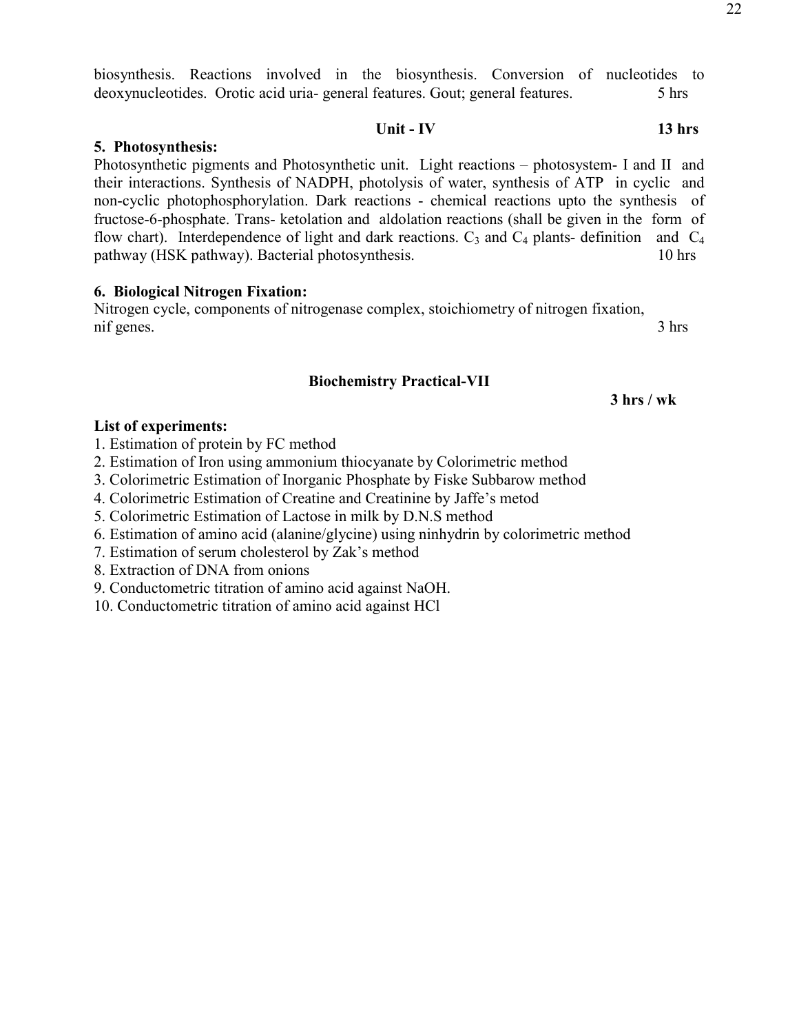biosynthesis. Reactions involved in the biosynthesis. Conversion of nucleotides to deoxynucleotides. Orotic acid uria- general features. Gout; general features. 5 hrs

### Unit - IV 13 hrs

**5. Photosynthesis:**

Photosynthetic pigments and Photosynthetic unit. Light reactions – photosystem- I and II and their interactions. Synthesis of NADPH, photolysis of water, synthesis of ATP in cyclic and non-cyclic photophosphorylation. Dark reactions - chemical reactions upto the synthesis of fructose-6-phosphate. Trans- ketolation and aldolation reactions (shall be given in the form of flow chart). Interdependence of light and dark reactions. $C_3$ and $C_4$ plants- definition and $C_4$ pathway (HSK pathway). Bacterial photosynthesis. 10 hrs

**6. Biological Nitrogen Fixation:**

Nitrogen cycle, components of nitrogenase complex, stoichiometry of nitrogen fixation, nif genes. 3 hrs

### Biochemistry Practical-VII

**3 hrs / wk**

**List of experiments:**

1. Estimation of protein by FC method
2. Estimation of Iron using ammonium thiocyanate by Colorimetric method
3. Colorimetric Estimation of Inorganic Phosphate by Fiske Subbarow method
4. Colorimetric Estimation of Creatine and Creatinine by Jaffe's metod
5. Colorimetric Estimation of Lactose in milk by D.N.S method
6. Estimation of amino acid (alanine/glycine) using ninhydrin by colorimetric method
7. Estimation of serum cholesterol by Zak's method
8. Extraction of DNA from onions
9. Conductometric titration of amino acid against NaOH.
10. Conductometric titration of amino acid against HCl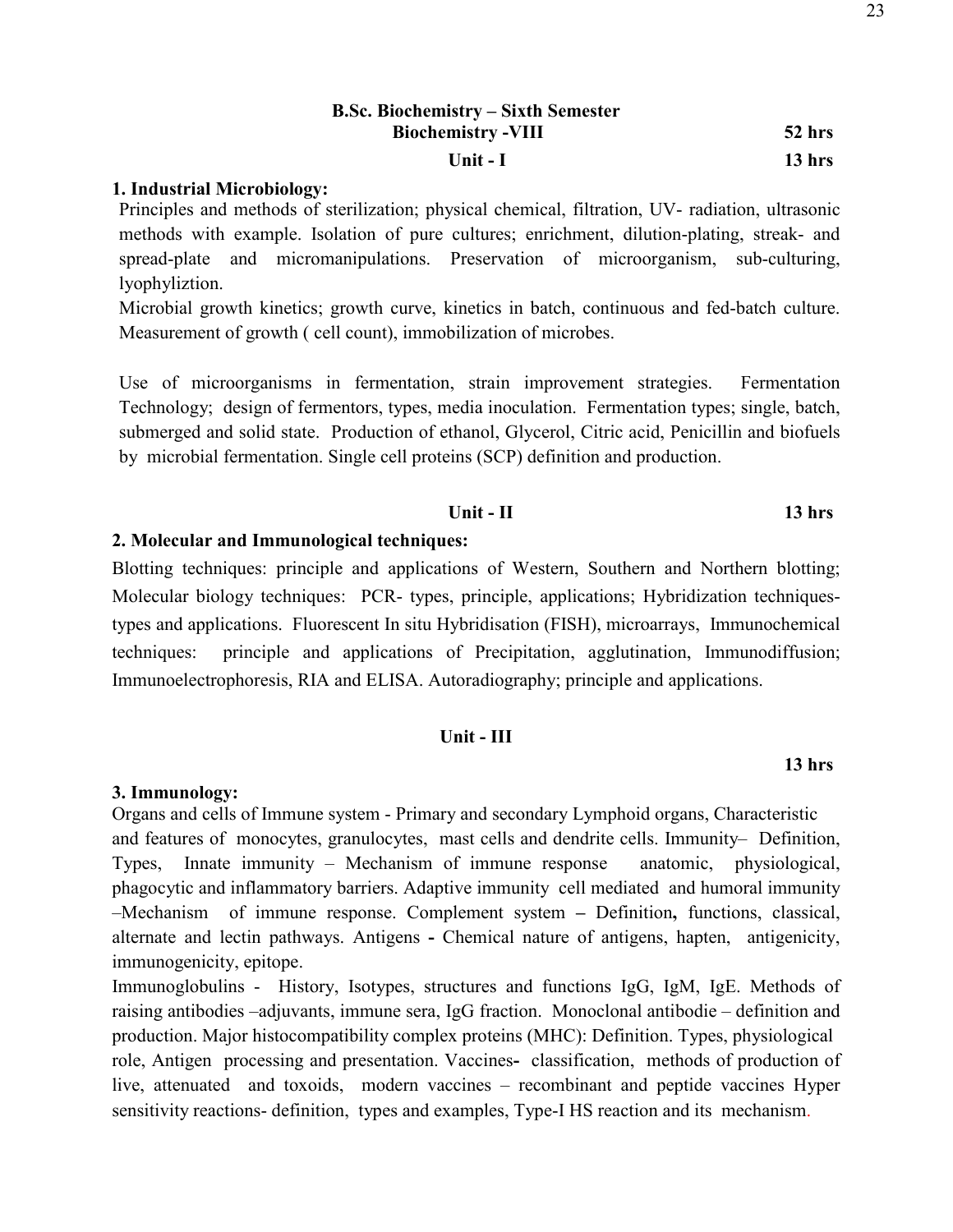## B.Sc. Biochemistry – Sixth Semester

**Biochemistry -VIII** **52 hrs**

**Unit - I** **13 hrs**

### 1. Industrial Microbiology:

Principles and methods of sterilization; physical chemical, filtration, UV- radiation, ultrasonic methods with example. Isolation of pure cultures; enrichment, dilution-plating, streak- and spread-plate and micromanipulations. Preservation of microorganism, sub-culturing, lyophyliztion.

Microbial growth kinetics; growth curve, kinetics in batch, continuous and fed-batch culture. Measurement of growth ( cell count), immobilization of microbes.

Use of microorganisms in fermentation, strain improvement strategies. Fermentation Technology; design of fermentors, types, media inoculation. Fermentation types; single, batch, submerged and solid state. Production of ethanol, Glycerol, Citric acid, Penicillin and biofuels by microbial fermentation. Single cell proteins (SCP) definition and production.

**Unit - II** **13 hrs**

### 2. Molecular and Immunological techniques:

Blotting techniques: principle and applications of Western, Southern and Northern blotting; Molecular biology techniques: PCR- types, principle, applications; Hybridization techniques- types and applications. Fluorescent In situ Hybridisation (FISH), microarrays, Immunochemical techniques: principle and applications of Precipitation, agglutination, Immunodiffusion; Immunoelectrophoresis, RIA and ELISA. Autoradiography; principle and applications.

**Unit - III** **13 hrs**

### 3. Immunology:

Organs and cells of Immune system - Primary and secondary Lymphoid organs, Characteristic and features of monocytes, granulocytes, mast cells and dendrite cells. Immunity– Definition, Types, Innate immunity – Mechanism of immune response anatomic, physiological, phagocytic and inflammatory barriers. Adaptive immunity cell mediated and humoral immunity –Mechanism of immune response. Complement system **–** Definition**,** functions, classical, alternate and lectin pathways. Antigens **-** Chemical nature of antigens, hapten, antigenicity, immunogenicity, epitope.

Immunoglobulins - History, Isotypes, structures and functions IgG, IgM, IgE. Methods of raising antibodies –adjuvants, immune sera, IgG fraction. Monoclonal antibodie – definition and production. Major histocompatibility complex proteins (MHC): Definition. Types, physiological role, Antigen processing and presentation. Vaccines**-** classification, methods of production of live, attenuated and toxoids, modern vaccines – recombinant and peptide vaccines Hyper sensitivity reactions- definition, types and examples, Type-I HS reaction and its mechanism.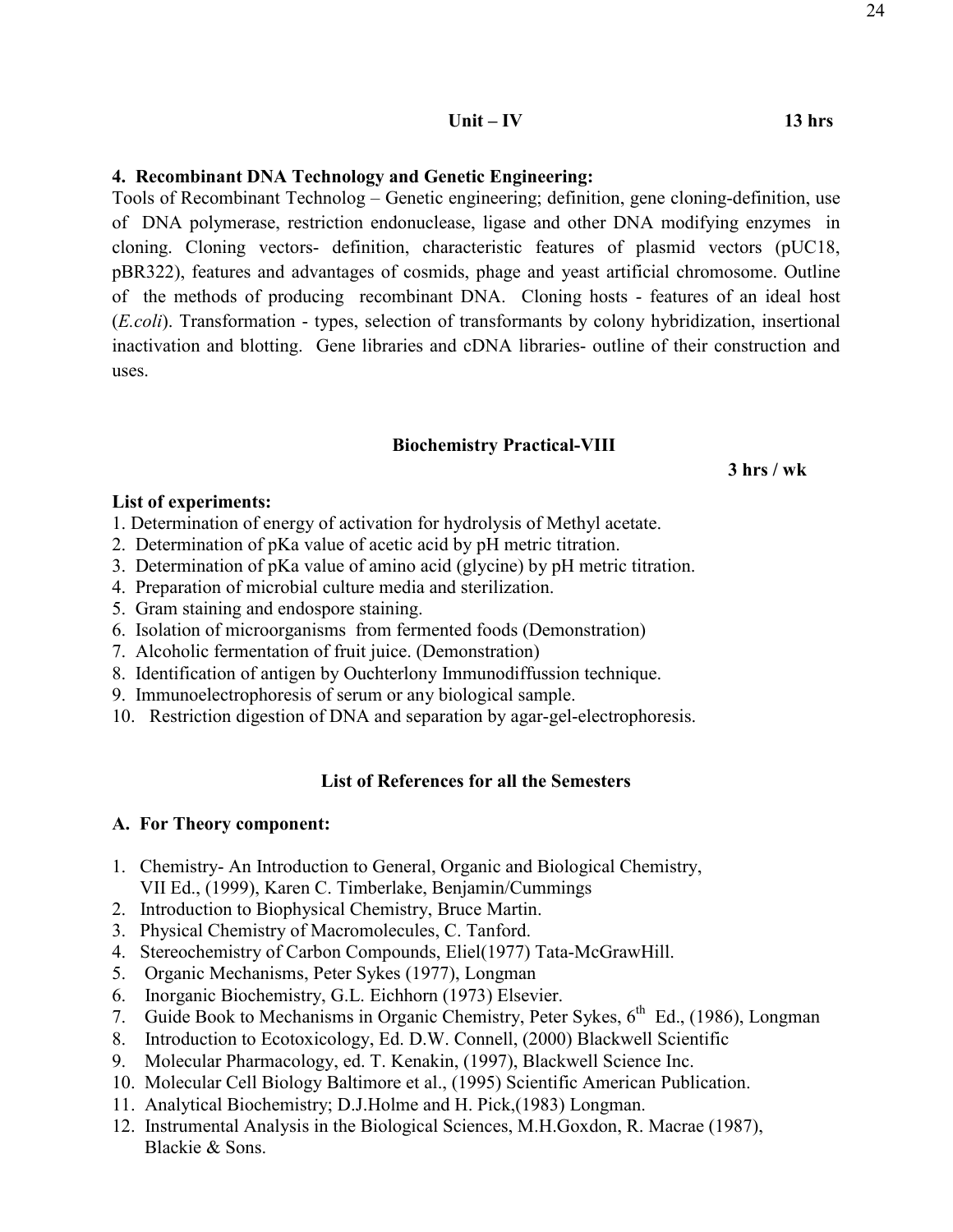**Unit – IV 13 hrs**

### 4. Recombinant DNA Technology and Genetic Engineering:

Tools of Recombinant Technolog – Genetic engineering; definition, gene cloning-definition, use of DNA polymerase, restriction endonuclease, ligase and other DNA modifying enzymes in cloning. Cloning vectors- definition, characteristic features of plasmid vectors (pUC18, pBR322), features and advantages of cosmids, phage and yeast artificial chromosome. Outline of the methods of producing recombinant DNA. Cloning hosts - features of an ideal host (*E.coli*). Transformation - types, selection of transformants by colony hybridization, insertional inactivation and blotting. Gene libraries and cDNA libraries- outline of their construction and uses.

## Biochemistry Practical-VIII

**3 hrs / wk**

**List of experiments:**

1. Determination of energy of activation for hydrolysis of Methyl acetate.
2. Determination of pKa value of acetic acid by pH metric titration.
3. Determination of pKa value of amino acid (glycine) by pH metric titration.
4. Preparation of microbial culture media and sterilization.
5. Gram staining and endospore staining.
6. Isolation of microorganisms from fermented foods (Demonstration)
7. Alcoholic fermentation of fruit juice. (Demonstration)
8. Identification of antigen by Ouchterlony Immunodiffussion technique.
9. Immunoelectrophoresis of serum or any biological sample.
10. Restriction digestion of DNA and separation by agar-gel-electrophoresis.

## List of References for all the Semesters

### A. For Theory component:

1. Chemistry- An Introduction to General, Organic and Biological Chemistry, VII Ed., (1999), Karen C. Timberlake, Benjamin/Cummings
2. Introduction to Biophysical Chemistry, Bruce Martin.
3. Physical Chemistry of Macromolecules, C. Tanford.
4. Stereochemistry of Carbon Compounds, Eliel(1977) Tata-McGrawHill.
5. Organic Mechanisms, Peter Sykes (1977), Longman
6. Inorganic Biochemistry, G.L. Eichhorn (1973) Elsevier.
7. Guide Book to Mechanisms in Organic Chemistry, Peter Sykes, 6th Ed., (1986), Longman
8. Introduction to Ecotoxicology, Ed. D.W. Connell, (2000) Blackwell Scientific
9. Molecular Pharmacology, ed. T. Kenakin, (1997), Blackwell Science Inc.
10. Molecular Cell Biology Baltimore et al., (1995) Scientific American Publication.
11. Analytical Biochemistry; D.J.Holme and H. Pick,(1983) Longman.
12. Instrumental Analysis in the Biological Sciences, M.H.Goxdon, R. Macrae (1987), Blackie & Sons.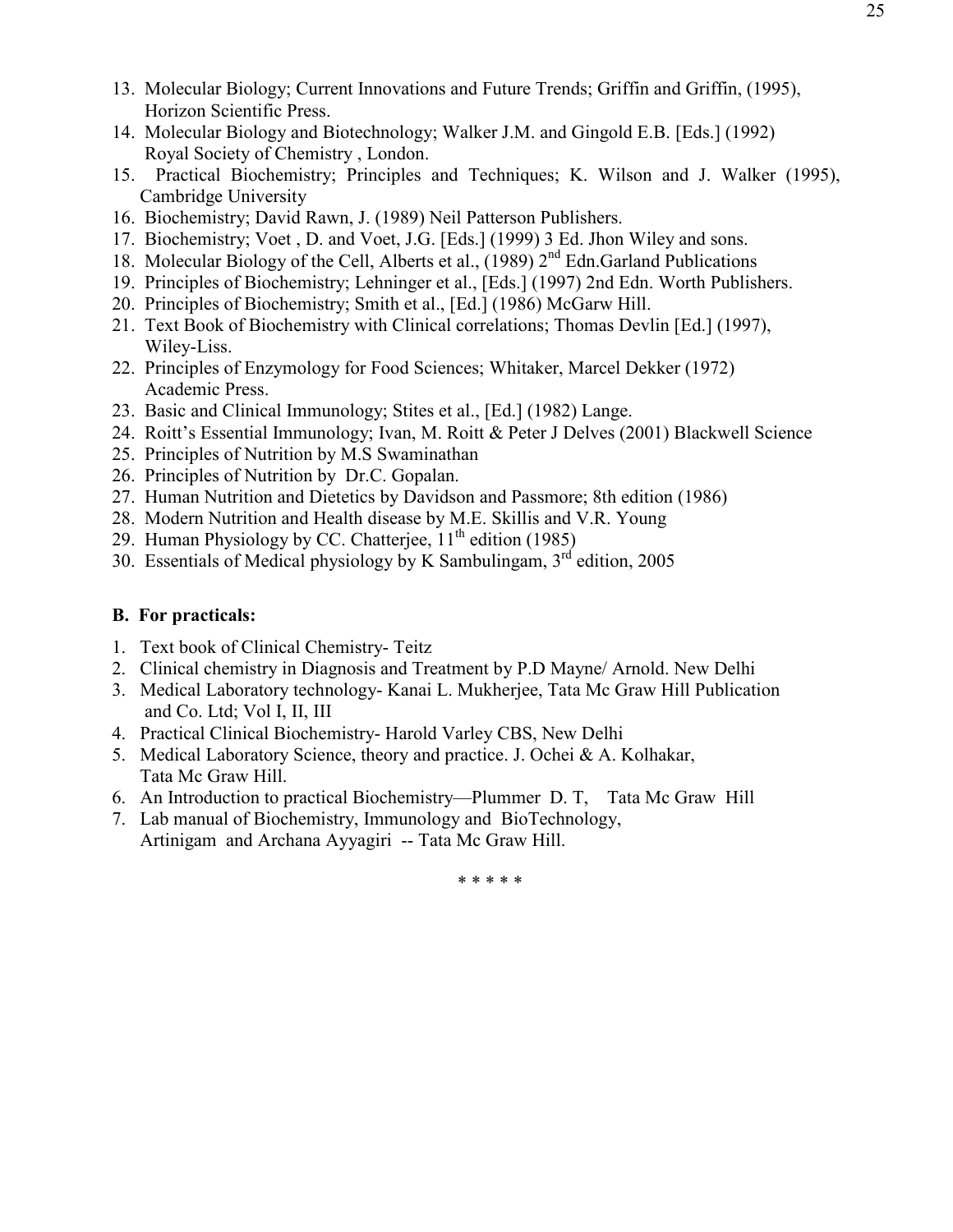13. Molecular Biology; Current Innovations and Future Trends; Griffin and Griffin, (1995), Horizon Scientific Press.
14. Molecular Biology and Biotechnology; Walker J.M. and Gingold E.B. [Eds.] (1992) Royal Society of Chemistry , London.
15. Practical Biochemistry; Principles and Techniques; K. Wilson and J. Walker (1995), Cambridge University
16. Biochemistry; David Rawn, J. (1989) Neil Patterson Publishers.
17. Biochemistry; Voet , D. and Voet, J.G. [Eds.] (1999) 3 Ed. Jhon Wiley and sons.
18. Molecular Biology of the Cell, Alberts et al., (1989) 2nd Edn.Garland Publications
19. Principles of Biochemistry; Lehninger et al., [Eds.] (1997) 2nd Edn. Worth Publishers.
20. Principles of Biochemistry; Smith et al., [Ed.] (1986) McGarw Hill.
21. Text Book of Biochemistry with Clinical correlations; Thomas Devlin [Ed.] (1997), Wiley-Liss.
22. Principles of Enzymology for Food Sciences; Whitaker, Marcel Dekker (1972) Academic Press.
23. Basic and Clinical Immunology; Stites et al., [Ed.] (1982) Lange.
24. Roitt's Essential Immunology; Ivan, M. Roitt & Peter J Delves (2001) Blackwell Science
25. Principles of Nutrition by M.S Swaminathan
26. Principles of Nutrition by Dr.C. Gopalan.
27. Human Nutrition and Dietetics by Davidson and Passmore; 8th edition (1986)
28. Modern Nutrition and Health disease by M.E. Skillis and V.R. Young
29. Human Physiology by CC. Chatterjee, 11th edition (1985)
30. Essentials of Medical physiology by K Sambulingam, 3rd edition, 2005

### B. For practicals:

1. Text book of Clinical Chemistry- Teitz
2. Clinical chemistry in Diagnosis and Treatment by P.D Mayne/ Arnold. New Delhi
3. Medical Laboratory technology- Kanai L. Mukherjee, Tata Mc Graw Hill Publication and Co. Ltd; Vol I, II, III
4. Practical Clinical Biochemistry- Harold Varley CBS, New Delhi
5. Medical Laboratory Science, theory and practice. J. Ochei & A. Kolhakar, Tata Mc Graw Hill.
6. An Introduction to practical Biochemistry—Plummer D. T, Tata Mc Graw Hill
7. Lab manual of Biochemistry, Immunology and BioTechnology, Artinigam and Archana Ayyagiri -- Tata Mc Graw Hill.

* * * * *